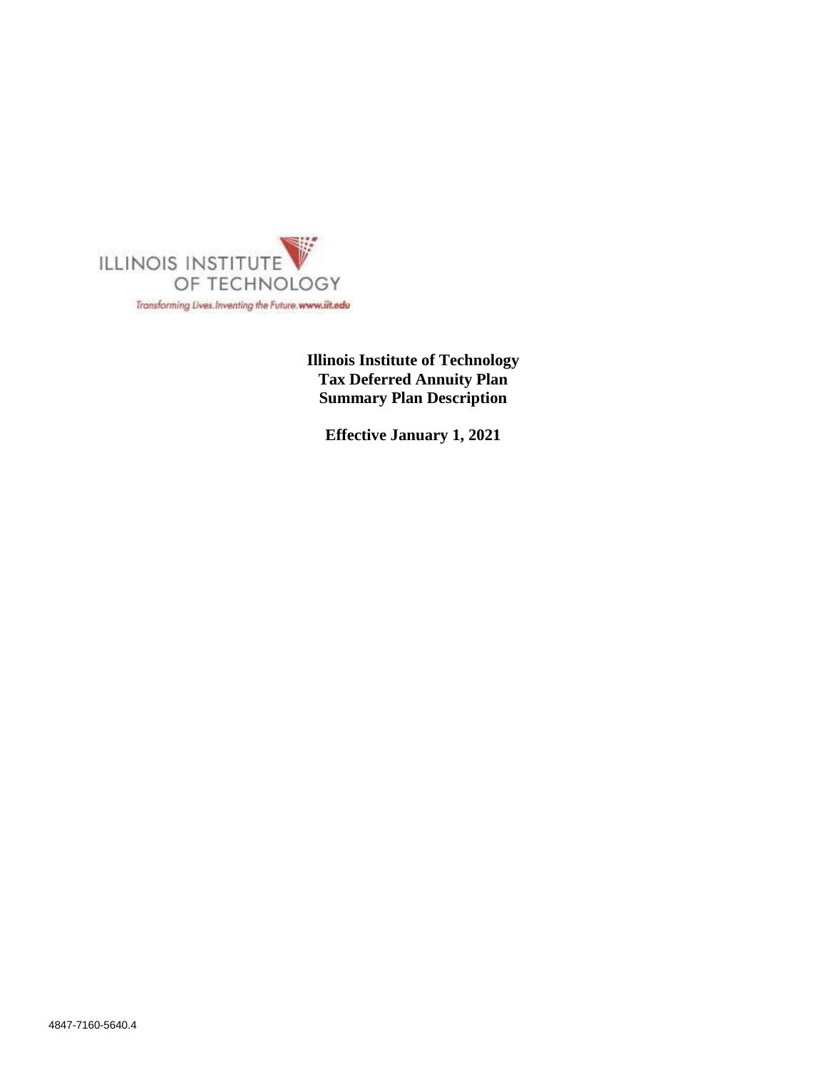ILLINOIS INSTITUTE OF TECHNOLOGY

*Transforming Lives. Inventing the Future.* **www.iit.edu**

**Illinois Institute of Technology**
**Tax Deferred Annuity Plan**
**Summary Plan Description**

**Effective January 1, 2021**

4847-7160-5640.4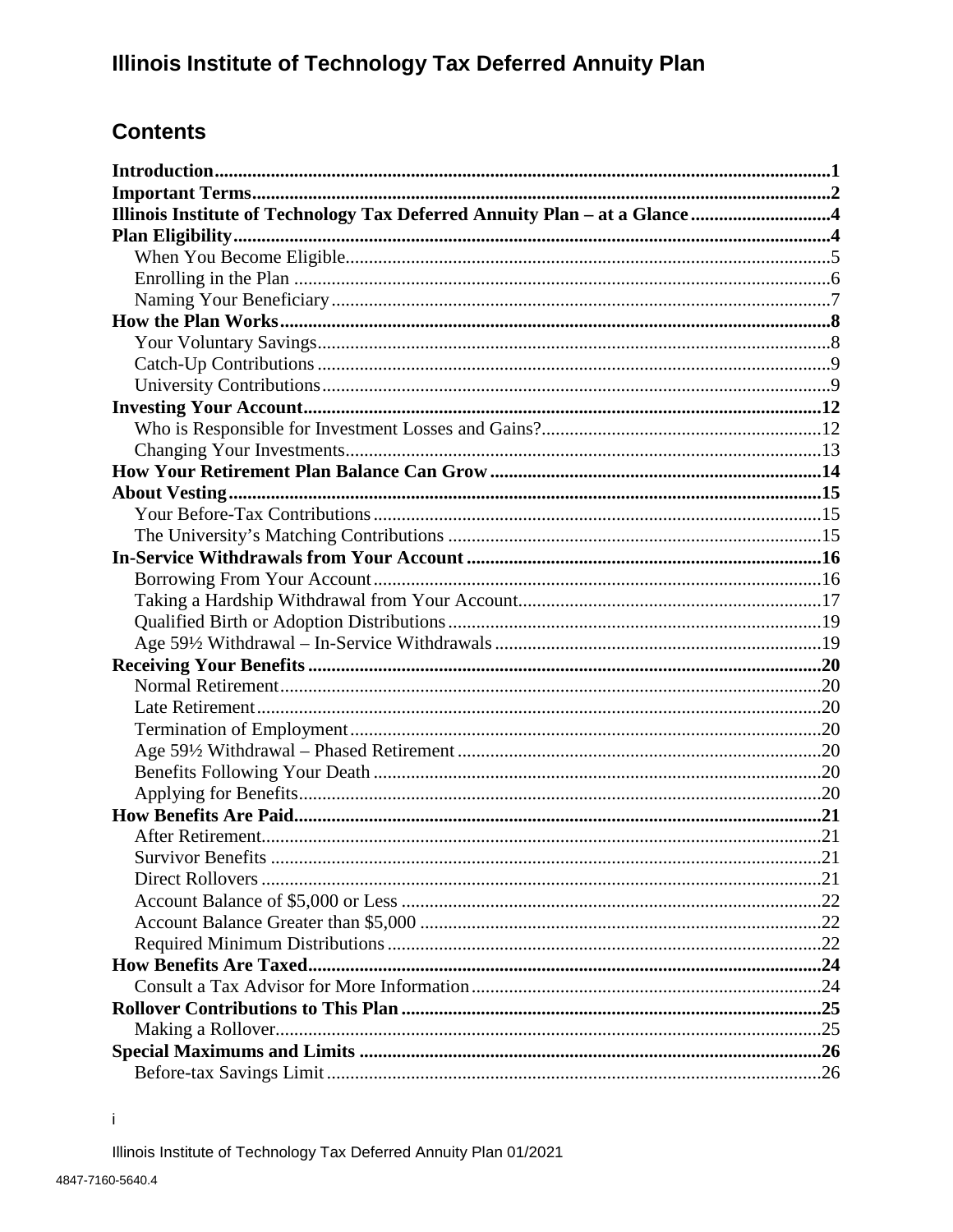# Illinois Institute of Technology Tax Deferred Annuity Plan

## Contents

| | |
|---|---|
| **Introduction** | **1** |
| **Important Terms** | **2** |
| **Illinois Institute of Technology Tax Deferred Annuity Plan – at a Glance** | **4** |
| **Plan Eligibility** | **4** |
| When You Become Eligible | 5 |
| Enrolling in the Plan | 6 |
| Naming Your Beneficiary | 7 |
| **How the Plan Works** | **8** |
| Your Voluntary Savings | 8 |
| Catch-Up Contributions | 9 |
| University Contributions | 9 |
| **Investing Your Account** | **12** |
| Who is Responsible for Investment Losses and Gains? | 12 |
| Changing Your Investments | 13 |
| **How Your Retirement Plan Balance Can Grow** | **14** |
| **About Vesting** | **15** |
| Your Before-Tax Contributions | 15 |
| The University's Matching Contributions | 15 |
| **In-Service Withdrawals from Your Account** | **16** |
| Borrowing From Your Account | 16 |
| Taking a Hardship Withdrawal from Your Account | 17 |
| Qualified Birth or Adoption Distributions | 19 |
| Age 59½ Withdrawal – In-Service Withdrawals | 19 |
| **Receiving Your Benefits** | **20** |
| Normal Retirement | 20 |
| Late Retirement | 20 |
| Termination of Employment | 20 |
| Age 59½ Withdrawal – Phased Retirement | 20 |
| Benefits Following Your Death | 20 |
| Applying for Benefits | 20 |
| **How Benefits Are Paid** | **21** |
| After Retirement | 21 |
| Survivor Benefits | 21 |
| Direct Rollovers | 21 |
| Account Balance of $5,000 or Less | 22 |
| Account Balance Greater than $5,000 | 22 |
| Required Minimum Distributions | 22 |
| **How Benefits Are Taxed** | **24** |
| Consult a Tax Advisor for More Information | 24 |
| **Rollover Contributions to This Plan** | **25** |
| Making a Rollover | 25 |
| **Special Maximums and Limits** | **26** |
| Before-tax Savings Limit | 26 |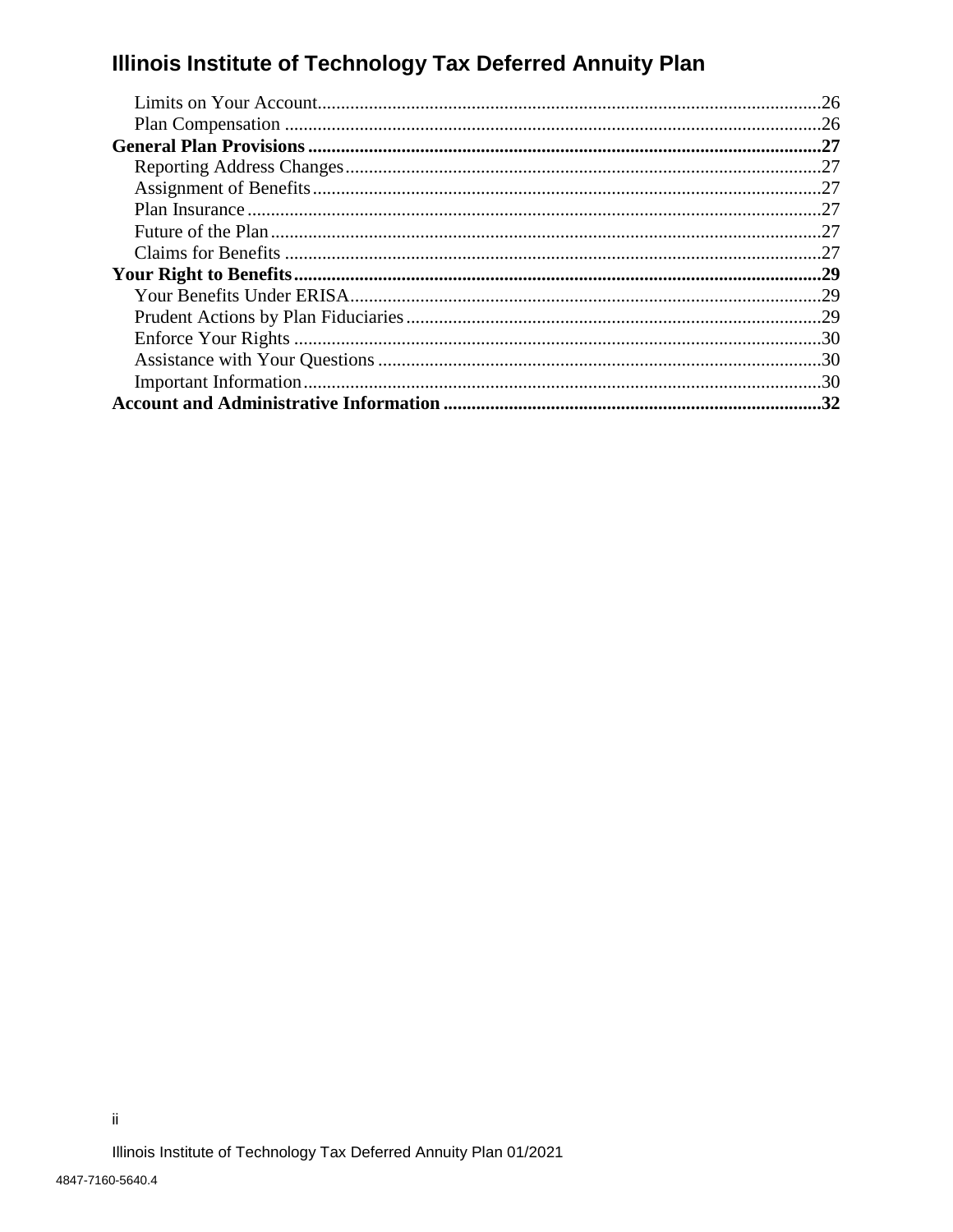Limits on Your Account.......................................................................................................26
Plan Compensation ............................................................................................................26
**General Plan Provisions ...................................................................................................27**
Reporting Address Changes................................................................................................27
Assignment of Benefits.......................................................................................................27
Plan Insurance.....................................................................................................................27
Future of the Plan...............................................................................................................27
Claims for Benefits .............................................................................................................27
**Your Right to Benefits......................................................................................................29**
Your Benefits Under ERISA...............................................................................................29
Prudent Actions by Plan Fiduciaries...................................................................................29
Enforce Your Rights ...........................................................................................................30
Assistance with Your Questions .........................................................................................30
Important Information.........................................................................................................30
**Account and Administrative Information .......................................................................32**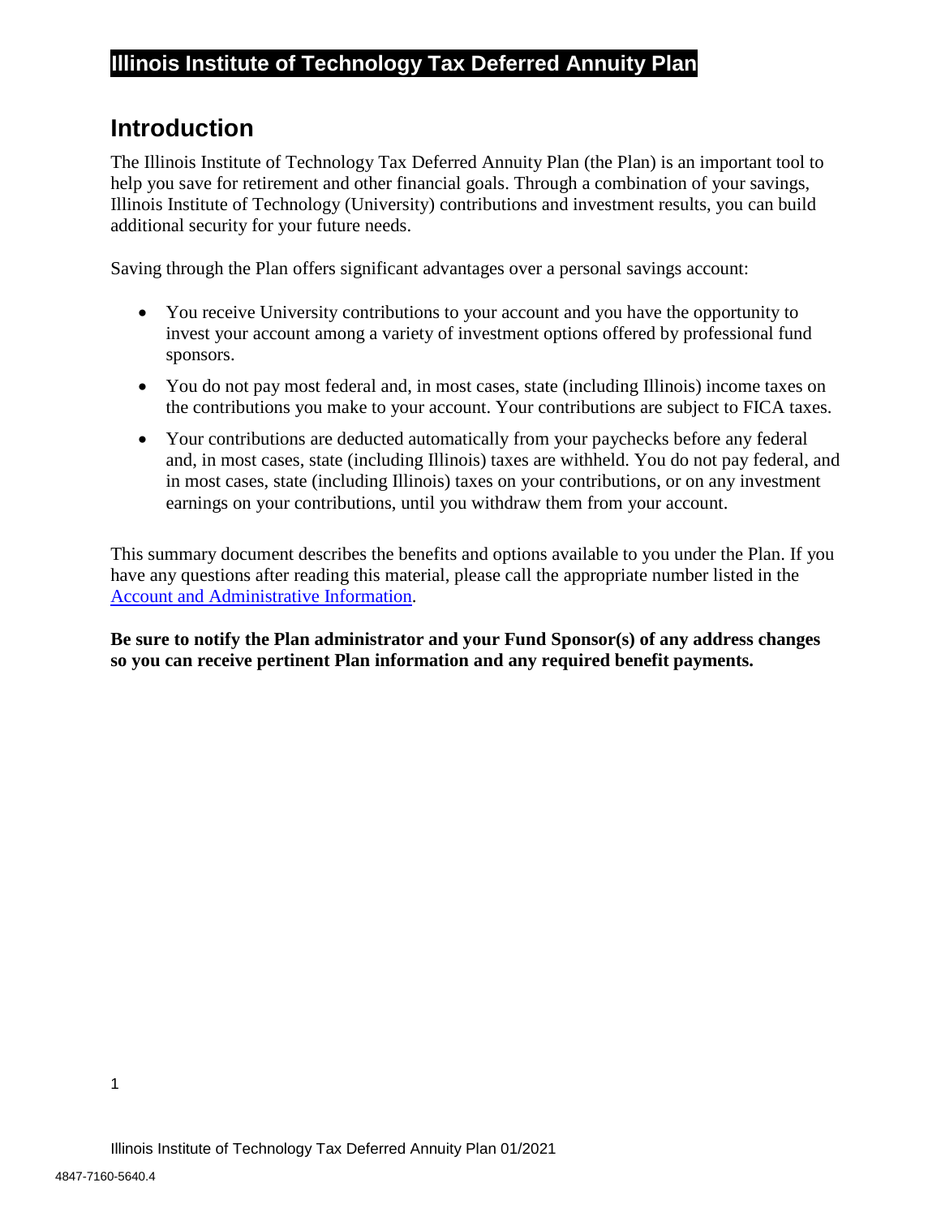## Introduction

The Illinois Institute of Technology Tax Deferred Annuity Plan (the Plan) is an important tool to help you save for retirement and other financial goals. Through a combination of your savings, Illinois Institute of Technology (University) contributions and investment results, you can build additional security for your future needs.

Saving through the Plan offers significant advantages over a personal savings account:

- You receive University contributions to your account and you have the opportunity to invest your account among a variety of investment options offered by professional fund sponsors.
- You do not pay most federal and, in most cases, state (including Illinois) income taxes on the contributions you make to your account. Your contributions are subject to FICA taxes.
- Your contributions are deducted automatically from your paychecks before any federal and, in most cases, state (including Illinois) taxes are withheld. You do not pay federal, and in most cases, state (including Illinois) taxes on your contributions, or on any investment earnings on your contributions, until you withdraw them from your account.

This summary document describes the benefits and options available to you under the Plan. If you have any questions after reading this material, please call the appropriate number listed in the Account and Administrative Information.

**Be sure to notify the Plan administrator and your Fund Sponsor(s) of any address changes so you can receive pertinent Plan information and any required benefit payments.**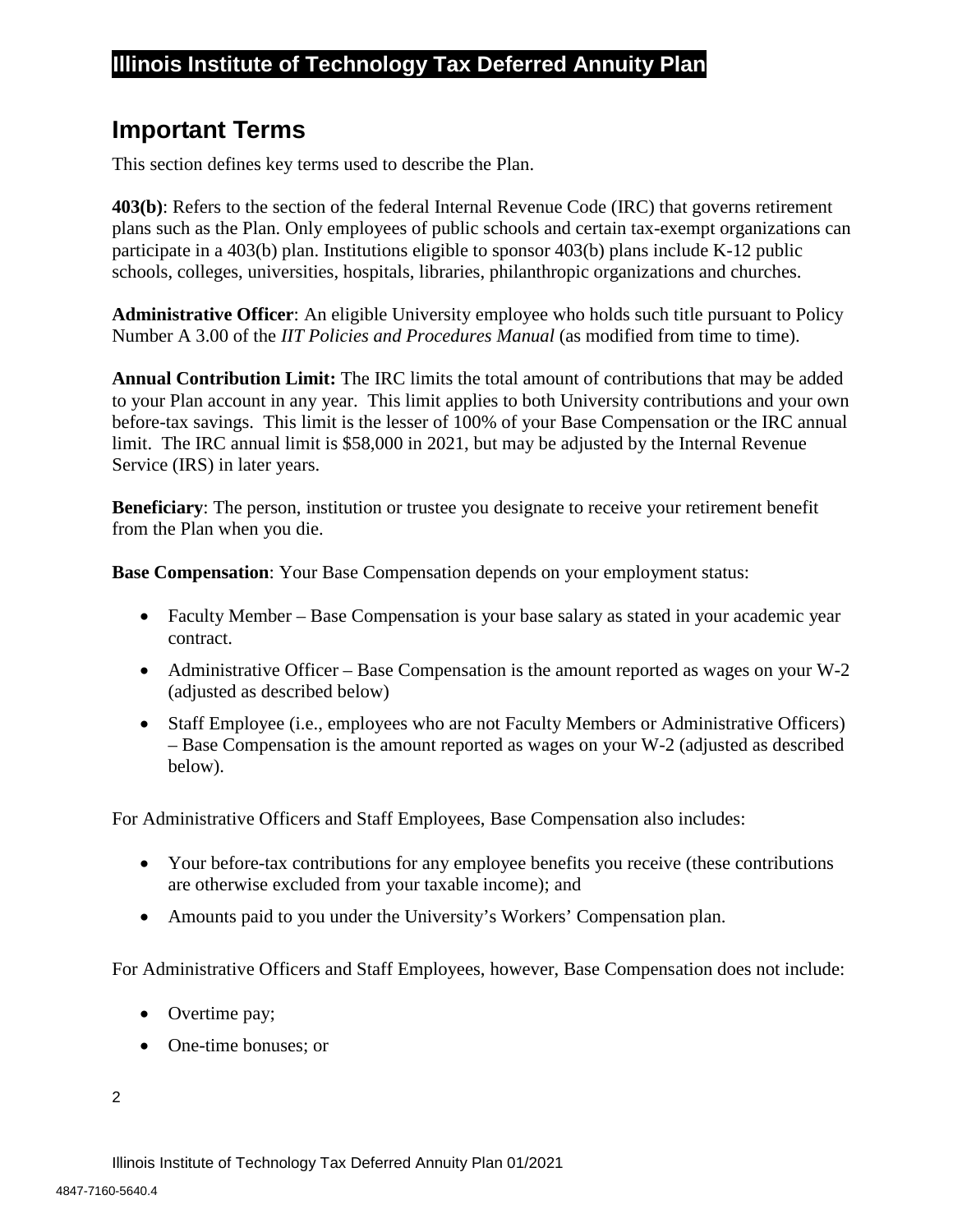## Important Terms

This section defines key terms used to describe the Plan.

**403(b)**: Refers to the section of the federal Internal Revenue Code (IRC) that governs retirement plans such as the Plan. Only employees of public schools and certain tax-exempt organizations can participate in a 403(b) plan. Institutions eligible to sponsor 403(b) plans include K-12 public schools, colleges, universities, hospitals, libraries, philanthropic organizations and churches.

**Administrative Officer**: An eligible University employee who holds such title pursuant to Policy Number A 3.00 of the *IIT Policies and Procedures Manual* (as modified from time to time).

**Annual Contribution Limit:** The IRC limits the total amount of contributions that may be added to your Plan account in any year. This limit applies to both University contributions and your own before-tax savings. This limit is the lesser of 100% of your Base Compensation or the IRC annual limit. The IRC annual limit is $58,000 in 2021, but may be adjusted by the Internal Revenue Service (IRS) in later years.

**Beneficiary**: The person, institution or trustee you designate to receive your retirement benefit from the Plan when you die.

**Base Compensation**: Your Base Compensation depends on your employment status:

- Faculty Member – Base Compensation is your base salary as stated in your academic year contract.
- Administrative Officer – Base Compensation is the amount reported as wages on your W-2 (adjusted as described below)
- Staff Employee (i.e., employees who are not Faculty Members or Administrative Officers) – Base Compensation is the amount reported as wages on your W-2 (adjusted as described below).

For Administrative Officers and Staff Employees, Base Compensation also includes:

- Your before-tax contributions for any employee benefits you receive (these contributions are otherwise excluded from your taxable income); and
- Amounts paid to you under the University's Workers' Compensation plan.

For Administrative Officers and Staff Employees, however, Base Compensation does not include:

- Overtime pay;
- One-time bonuses; or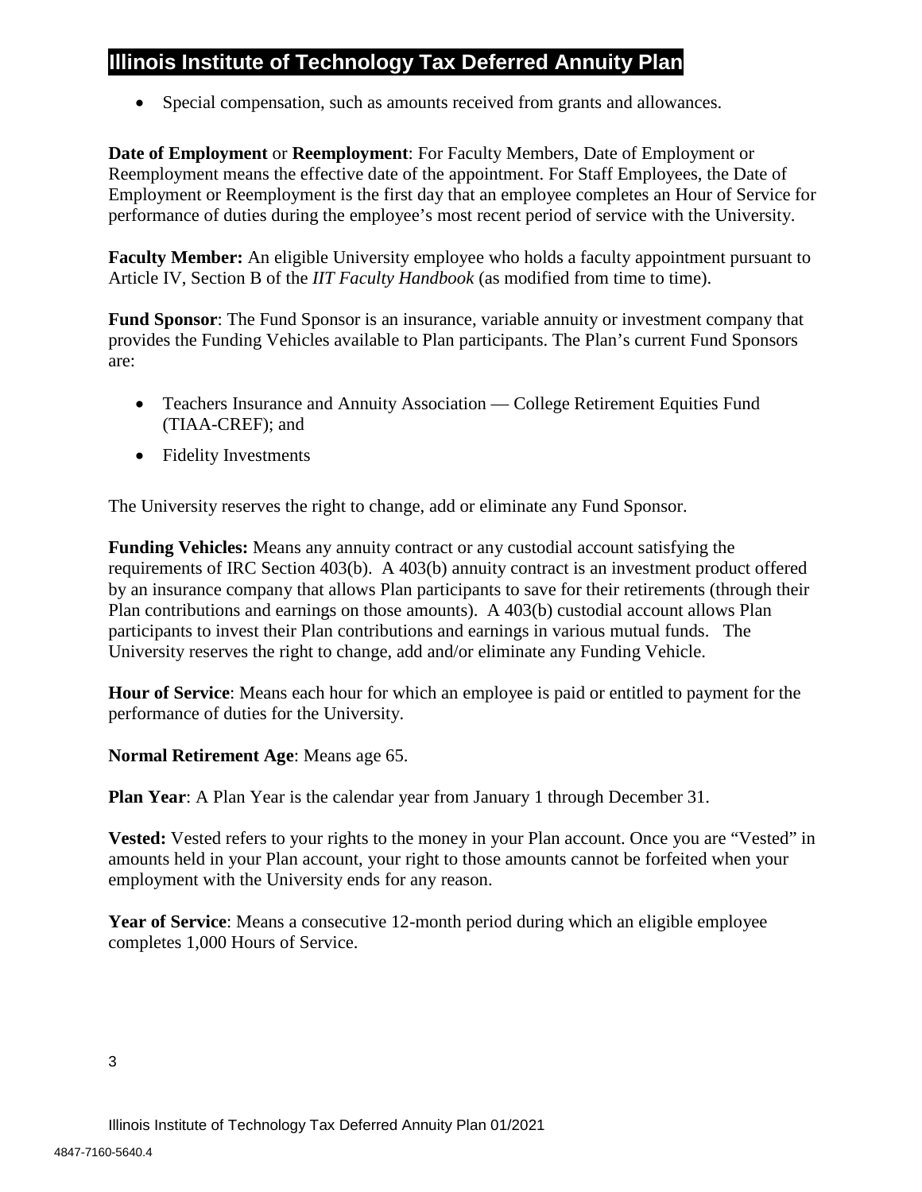- Special compensation, such as amounts received from grants and allowances.

**Date of Employment** or **Reemployment**: For Faculty Members, Date of Employment or Reemployment means the effective date of the appointment. For Staff Employees, the Date of Employment or Reemployment is the first day that an employee completes an Hour of Service for performance of duties during the employee's most recent period of service with the University.

**Faculty Member:** An eligible University employee who holds a faculty appointment pursuant to Article IV, Section B of the *IIT Faculty Handbook* (as modified from time to time).

**Fund Sponsor**: The Fund Sponsor is an insurance, variable annuity or investment company that provides the Funding Vehicles available to Plan participants. The Plan's current Fund Sponsors are:

- Teachers Insurance and Annuity Association — College Retirement Equities Fund (TIAA-CREF); and
- Fidelity Investments

The University reserves the right to change, add or eliminate any Fund Sponsor.

**Funding Vehicles:** Means any annuity contract or any custodial account satisfying the requirements of IRC Section 403(b). A 403(b) annuity contract is an investment product offered by an insurance company that allows Plan participants to save for their retirements (through their Plan contributions and earnings on those amounts). A 403(b) custodial account allows Plan participants to invest their Plan contributions and earnings in various mutual funds. The University reserves the right to change, add and/or eliminate any Funding Vehicle.

**Hour of Service**: Means each hour for which an employee is paid or entitled to payment for the performance of duties for the University.

**Normal Retirement Age**: Means age 65.

**Plan Year**: A Plan Year is the calendar year from January 1 through December 31.

**Vested:** Vested refers to your rights to the money in your Plan account. Once you are "Vested" in amounts held in your Plan account, your right to those amounts cannot be forfeited when your employment with the University ends for any reason.

**Year of Service**: Means a consecutive 12-month period during which an eligible employee completes 1,000 Hours of Service.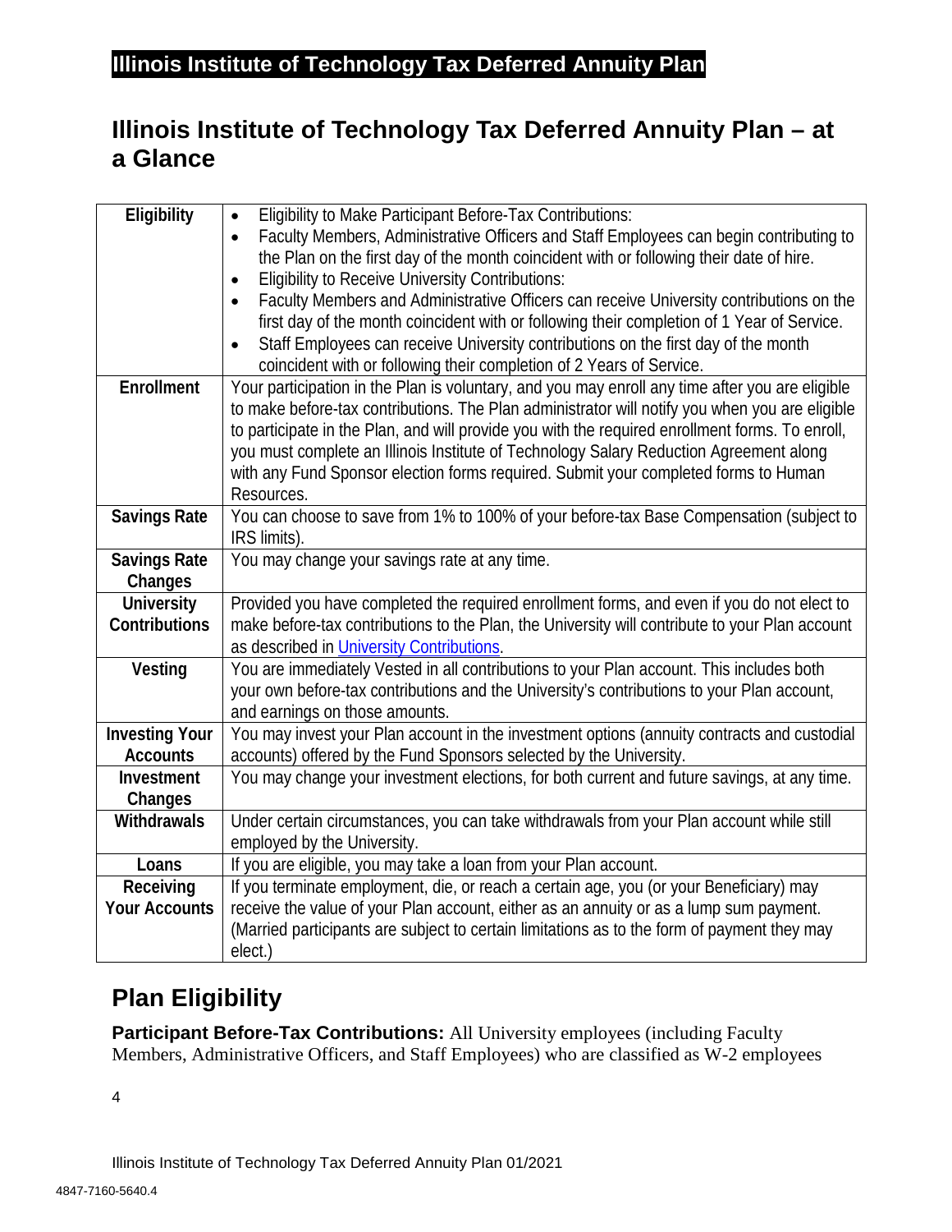## Illinois Institute of Technology Tax Deferred Annuity Plan – at a Glance

| | |
|---|---|
| **Eligibility** | • Eligibility to Make Participant Before-Tax Contributions:<br>• Faculty Members, Administrative Officers and Staff Employees can begin contributing to the Plan on the first day of the month coincident with or following their date of hire.<br>• Eligibility to Receive University Contributions:<br>• Faculty Members and Administrative Officers can receive University contributions on the first day of the month coincident with or following their completion of 1 Year of Service.<br>• Staff Employees can receive University contributions on the first day of the month coincident with or following their completion of 2 Years of Service. |
| **Enrollment** | Your participation in the Plan is voluntary, and you may enroll any time after you are eligible to make before-tax contributions. The Plan administrator will notify you when you are eligible to participate in the Plan, and will provide you with the required enrollment forms. To enroll, you must complete an Illinois Institute of Technology Salary Reduction Agreement along with any Fund Sponsor election forms required. Submit your completed forms to Human Resources. |
| **Savings Rate** | You can choose to save from 1% to 100% of your before-tax Base Compensation (subject to IRS limits). |
| **Savings Rate Changes** | You may change your savings rate at any time. |
| **University Contributions** | Provided you have completed the required enrollment forms, and even if you do not elect to make before-tax contributions to the Plan, the University will contribute to your Plan account as described in University Contributions. |
| **Vesting** | You are immediately Vested in all contributions to your Plan account. This includes both your own before-tax contributions and the University's contributions to your Plan account, and earnings on those amounts. |
| **Investing Your Accounts** | You may invest your Plan account in the investment options (annuity contracts and custodial accounts) offered by the Fund Sponsors selected by the University. |
| **Investment Changes** | You may change your investment elections, for both current and future savings, at any time. |
| **Withdrawals** | Under certain circumstances, you can take withdrawals from your Plan account while still employed by the University. |
| **Loans** | If you are eligible, you may take a loan from your Plan account. |
| **Receiving Your Accounts** | If you terminate employment, die, or reach a certain age, you (or your Beneficiary) may receive the value of your Plan account, either as an annuity or as a lump sum payment. (Married participants are subject to certain limitations as to the form of payment they may elect.) |

## Plan Eligibility

**Participant Before-Tax Contributions:** All University employees (including Faculty Members, Administrative Officers, and Staff Employees) who are classified as W-2 employees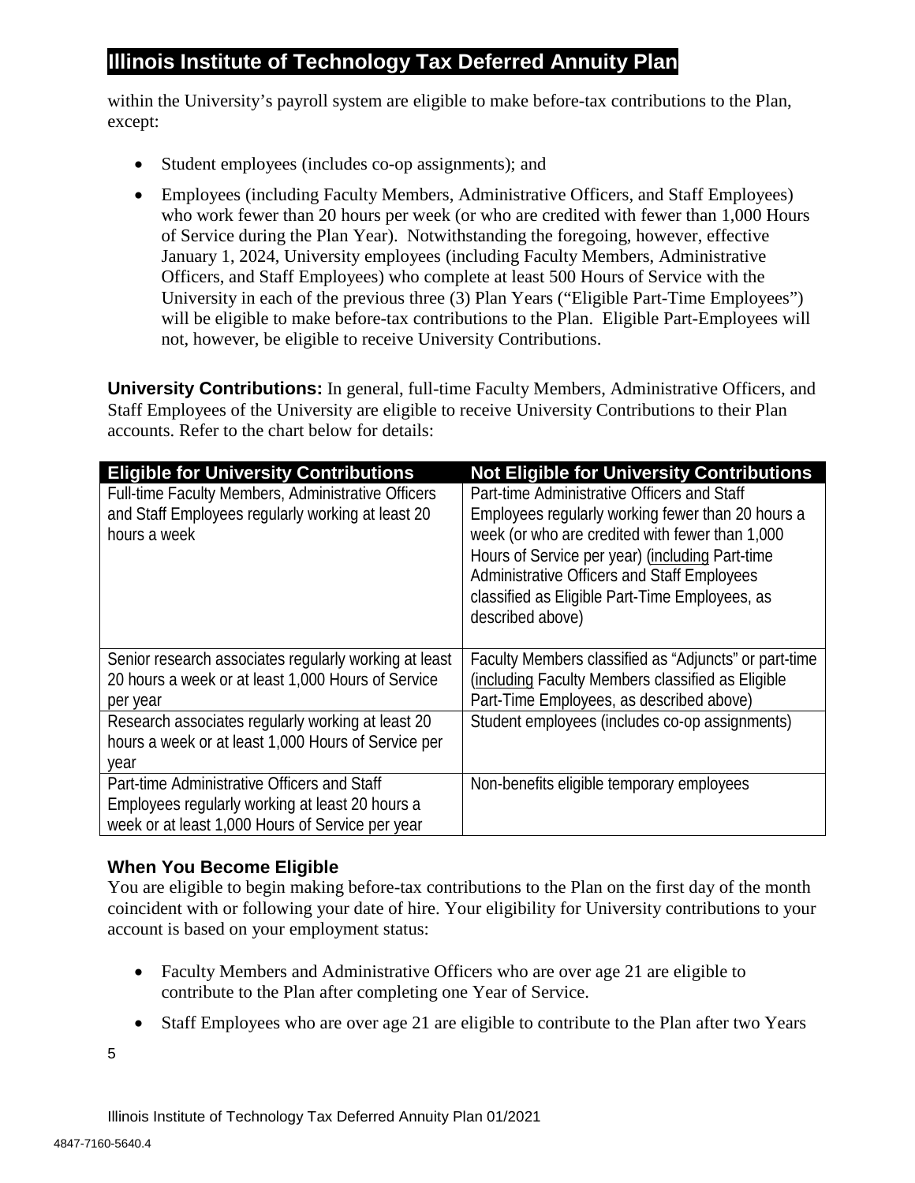within the University's payroll system are eligible to make before-tax contributions to the Plan, except:

- Student employees (includes co-op assignments); and
- Employees (including Faculty Members, Administrative Officers, and Staff Employees) who work fewer than 20 hours per week (or who are credited with fewer than 1,000 Hours of Service during the Plan Year). Notwithstanding the foregoing, however, effective January 1, 2024, University employees (including Faculty Members, Administrative Officers, and Staff Employees) who complete at least 500 Hours of Service with the University in each of the previous three (3) Plan Years ("Eligible Part-Time Employees") will be eligible to make before-tax contributions to the Plan. Eligible Part-Employees will not, however, be eligible to receive University Contributions.

**University Contributions:** In general, full-time Faculty Members, Administrative Officers, and Staff Employees of the University are eligible to receive University Contributions to their Plan accounts. Refer to the chart below for details:

| Eligible for University Contributions | Not Eligible for University Contributions |
|---|---|
| Full-time Faculty Members, Administrative Officers and Staff Employees regularly working at least 20 hours a week | Part-time Administrative Officers and Staff Employees regularly working fewer than 20 hours a week (or who are credited with fewer than 1,000 Hours of Service per year) (including Part-time Administrative Officers and Staff Employees classified as Eligible Part-Time Employees, as described above) |
| Senior research associates regularly working at least 20 hours a week or at least 1,000 Hours of Service per year | Faculty Members classified as "Adjuncts" or part-time (including Faculty Members classified as Eligible Part-Time Employees, as described above) |
| Research associates regularly working at least 20 hours a week or at least 1,000 Hours of Service per year | Student employees (includes co-op assignments) |
| Part-time Administrative Officers and Staff Employees regularly working at least 20 hours a week or at least 1,000 Hours of Service per year | Non-benefits eligible temporary employees |

### When You Become Eligible

You are eligible to begin making before-tax contributions to the Plan on the first day of the month coincident with or following your date of hire. Your eligibility for University contributions to your account is based on your employment status:

- Faculty Members and Administrative Officers who are over age 21 are eligible to contribute to the Plan after completing one Year of Service.
- Staff Employees who are over age 21 are eligible to contribute to the Plan after two Years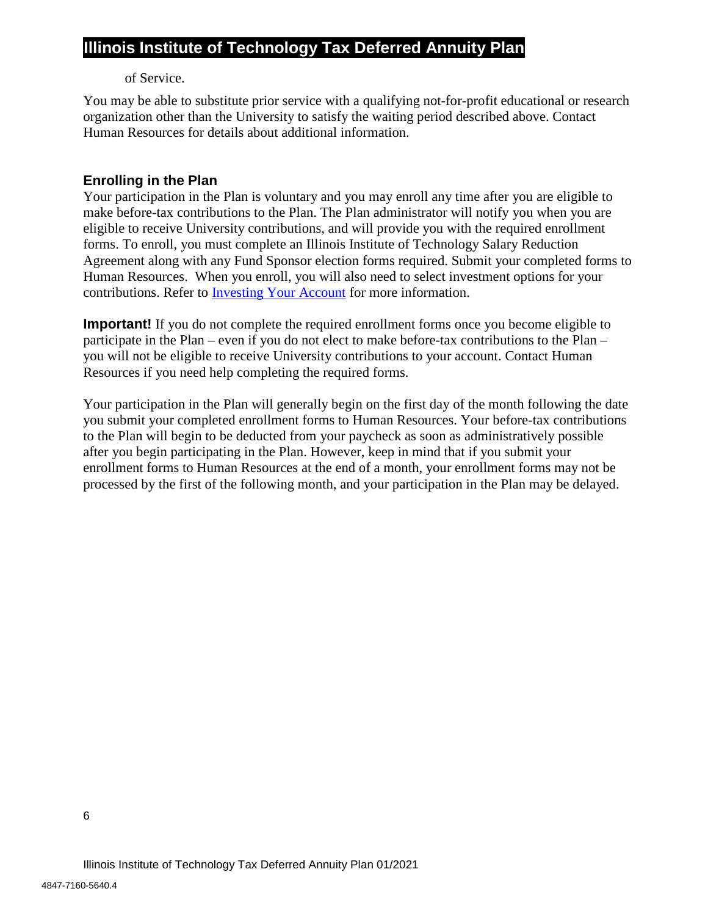of Service.

You may be able to substitute prior service with a qualifying not-for-profit educational or research organization other than the University to satisfy the waiting period described above. Contact Human Resources for details about additional information.

### Enrolling in the Plan

Your participation in the Plan is voluntary and you may enroll any time after you are eligible to make before-tax contributions to the Plan. The Plan administrator will notify you when you are eligible to receive University contributions, and will provide you with the required enrollment forms. To enroll, you must complete an Illinois Institute of Technology Salary Reduction Agreement along with any Fund Sponsor election forms required. Submit your completed forms to Human Resources. When you enroll, you will also need to select investment options for your contributions. Refer to Investing Your Account for more information.

**Important!** If you do not complete the required enrollment forms once you become eligible to participate in the Plan – even if you do not elect to make before-tax contributions to the Plan – you will not be eligible to receive University contributions to your account. Contact Human Resources if you need help completing the required forms.

Your participation in the Plan will generally begin on the first day of the month following the date you submit your completed enrollment forms to Human Resources. Your before-tax contributions to the Plan will begin to be deducted from your paycheck as soon as administratively possible after you begin participating in the Plan. However, keep in mind that if you submit your enrollment forms to Human Resources at the end of a month, your enrollment forms may not be processed by the first of the following month, and your participation in the Plan may be delayed.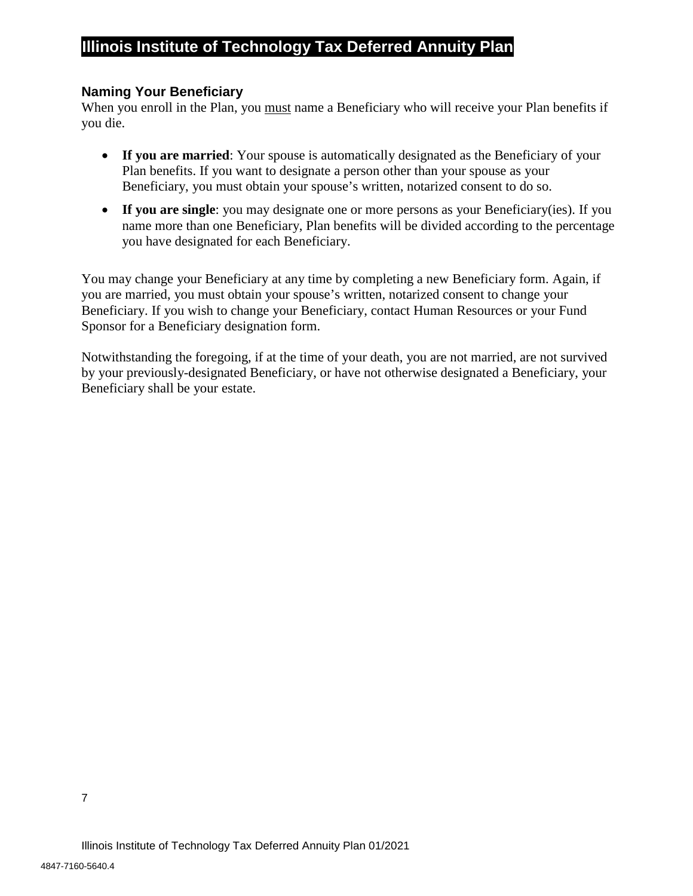## Naming Your Beneficiary

When you enroll in the Plan, you must name a Beneficiary who will receive your Plan benefits if you die.

- **If you are married**: Your spouse is automatically designated as the Beneficiary of your Plan benefits. If you want to designate a person other than your spouse as your Beneficiary, you must obtain your spouse's written, notarized consent to do so.
- **If you are single**: you may designate one or more persons as your Beneficiary(ies). If you name more than one Beneficiary, Plan benefits will be divided according to the percentage you have designated for each Beneficiary.

You may change your Beneficiary at any time by completing a new Beneficiary form. Again, if you are married, you must obtain your spouse's written, notarized consent to change your Beneficiary. If you wish to change your Beneficiary, contact Human Resources or your Fund Sponsor for a Beneficiary designation form.

Notwithstanding the foregoing, if at the time of your death, you are not married, are not survived by your previously-designated Beneficiary, or have not otherwise designated a Beneficiary, your Beneficiary shall be your estate.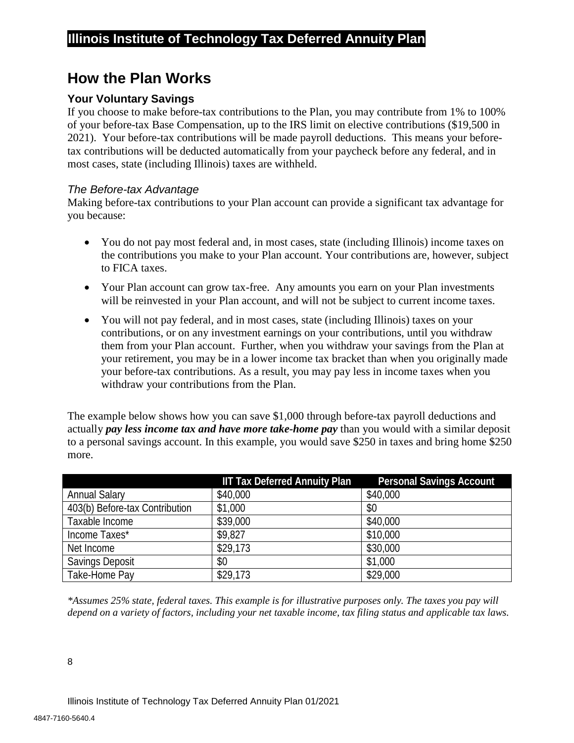## How the Plan Works

### Your Voluntary Savings

If you choose to make before-tax contributions to the Plan, you may contribute from 1% to 100% of your before-tax Base Compensation, up to the IRS limit on elective contributions ($19,500 in 2021). Your before-tax contributions will be made payroll deductions. This means your before-tax contributions will be deducted automatically from your paycheck before any federal, and in most cases, state (including Illinois) taxes are withheld.

*The Before-tax Advantage*

Making before-tax contributions to your Plan account can provide a significant tax advantage for you because:

- You do not pay most federal and, in most cases, state (including Illinois) income taxes on the contributions you make to your Plan account. Your contributions are, however, subject to FICA taxes.
- Your Plan account can grow tax-free. Any amounts you earn on your Plan investments will be reinvested in your Plan account, and will not be subject to current income taxes.
- You will not pay federal, and in most cases, state (including Illinois) taxes on your contributions, or on any investment earnings on your contributions, until you withdraw them from your Plan account. Further, when you withdraw your savings from the Plan at your retirement, you may be in a lower income tax bracket than when you originally made your before-tax contributions. As a result, you may pay less in income taxes when you withdraw your contributions from the Plan.

The example below shows how you can save $1,000 through before-tax payroll deductions and actually ***pay less income tax and have more take-home pay*** than you would with a similar deposit to a personal savings account. In this example, you would save $250 in taxes and bring home $250 more.

| | IIT Tax Deferred Annuity Plan | Personal Savings Account |
|---|---|---|
| Annual Salary | $40,000 | $40,000 |
| 403(b) Before-tax Contribution | $1,000 | $0 |
| Taxable Income | $39,000 | $40,000 |
| Income Taxes* | $9,827 | $10,000 |
| Net Income | $29,173 | $30,000 |
| Savings Deposit | $0 | $1,000 |
| Take-Home Pay | $29,173 | $29,000 |

*\*Assumes 25% state, federal taxes. This example is for illustrative purposes only. The taxes you pay will depend on a variety of factors, including your net taxable income, tax filing status and applicable tax laws.*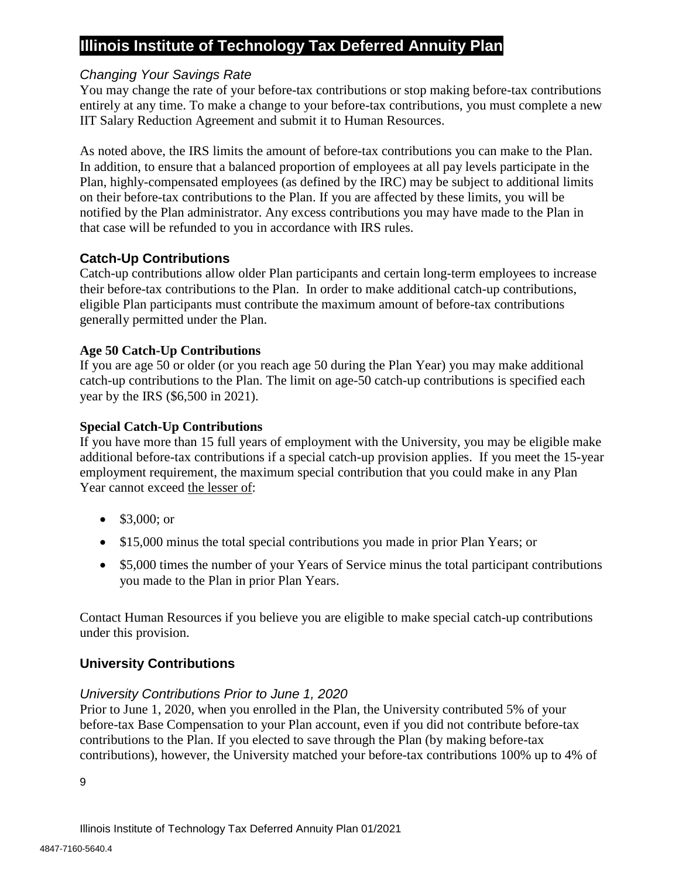*Changing Your Savings Rate*

You may change the rate of your before-tax contributions or stop making before-tax contributions entirely at any time. To make a change to your before-tax contributions, you must complete a new IIT Salary Reduction Agreement and submit it to Human Resources.

As noted above, the IRS limits the amount of before-tax contributions you can make to the Plan. In addition, to ensure that a balanced proportion of employees at all pay levels participate in the Plan, highly-compensated employees (as defined by the IRC) may be subject to additional limits on their before-tax contributions to the Plan. If you are affected by these limits, you will be notified by the Plan administrator. Any excess contributions you may have made to the Plan in that case will be refunded to you in accordance with IRS rules.

### Catch-Up Contributions

Catch-up contributions allow older Plan participants and certain long-term employees to increase their before-tax contributions to the Plan. In order to make additional catch-up contributions, eligible Plan participants must contribute the maximum amount of before-tax contributions generally permitted under the Plan.

**Age 50 Catch-Up Contributions**

If you are age 50 or older (or you reach age 50 during the Plan Year) you may make additional catch-up contributions to the Plan. The limit on age-50 catch-up contributions is specified each year by the IRS ($6,500 in 2021).

**Special Catch-Up Contributions**

If you have more than 15 full years of employment with the University, you may be eligible make additional before-tax contributions if a special catch-up provision applies. If you meet the 15-year employment requirement, the maximum special contribution that you could make in any Plan Year cannot exceed the lesser of:

- $3,000; or
- $15,000 minus the total special contributions you made in prior Plan Years; or
- $5,000 times the number of your Years of Service minus the total participant contributions you made to the Plan in prior Plan Years.

Contact Human Resources if you believe you are eligible to make special catch-up contributions under this provision.

### University Contributions

*University Contributions Prior to June 1, 2020*

Prior to June 1, 2020, when you enrolled in the Plan, the University contributed 5% of your before-tax Base Compensation to your Plan account, even if you did not contribute before-tax contributions to the Plan. If you elected to save through the Plan (by making before-tax contributions), however, the University matched your before-tax contributions 100% up to 4% of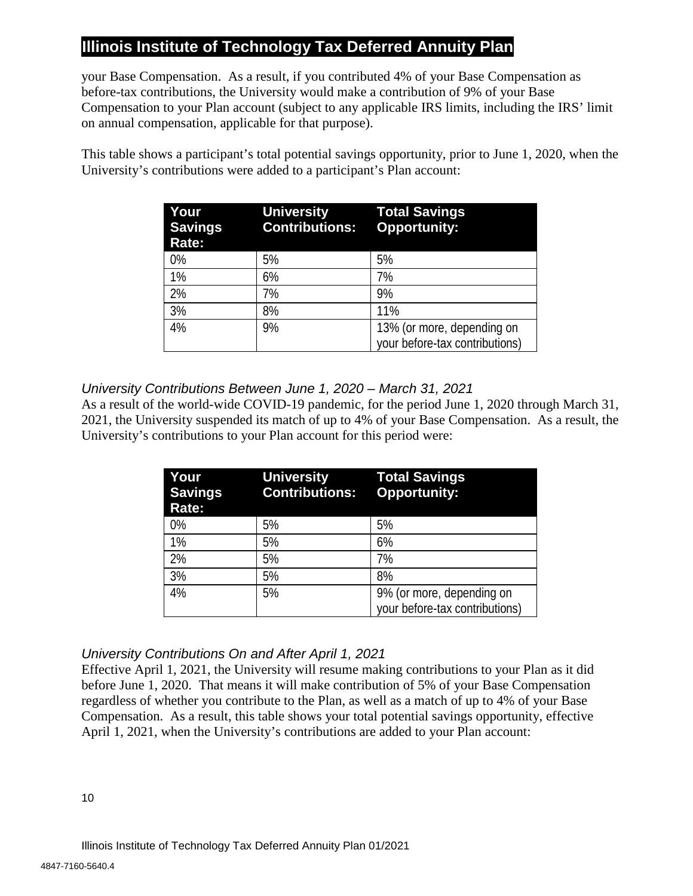your Base Compensation. As a result, if you contributed 4% of your Base Compensation as before-tax contributions, the University would make a contribution of 9% of your Base Compensation to your Plan account (subject to any applicable IRS limits, including the IRS' limit on annual compensation, applicable for that purpose).

This table shows a participant's total potential savings opportunity, prior to June 1, 2020, when the University's contributions were added to a participant's Plan account:

| Your Savings Rate: | University Contributions: | Total Savings Opportunity: |
|---|---|---|
| 0% | 5% | 5% |
| 1% | 6% | 7% |
| 2% | 7% | 9% |
| 3% | 8% | 11% |
| 4% | 9% | 13% (or more, depending on your before-tax contributions) |

*University Contributions Between June 1, 2020 – March 31, 2021*

As a result of the world-wide COVID-19 pandemic, for the period June 1, 2020 through March 31, 2021, the University suspended its match of up to 4% of your Base Compensation. As a result, the University's contributions to your Plan account for this period were:

| Your Savings Rate: | University Contributions: | Total Savings Opportunity: |
|---|---|---|
| 0% | 5% | 5% |
| 1% | 5% | 6% |
| 2% | 5% | 7% |
| 3% | 5% | 8% |
| 4% | 5% | 9% (or more, depending on your before-tax contributions) |

*University Contributions On and After April 1, 2021*

Effective April 1, 2021, the University will resume making contributions to your Plan as it did before June 1, 2020. That means it will make contribution of 5% of your Base Compensation regardless of whether you contribute to the Plan, as well as a match of up to 4% of your Base Compensation. As a result, this table shows your total potential savings opportunity, effective April 1, 2021, when the University's contributions are added to your Plan account: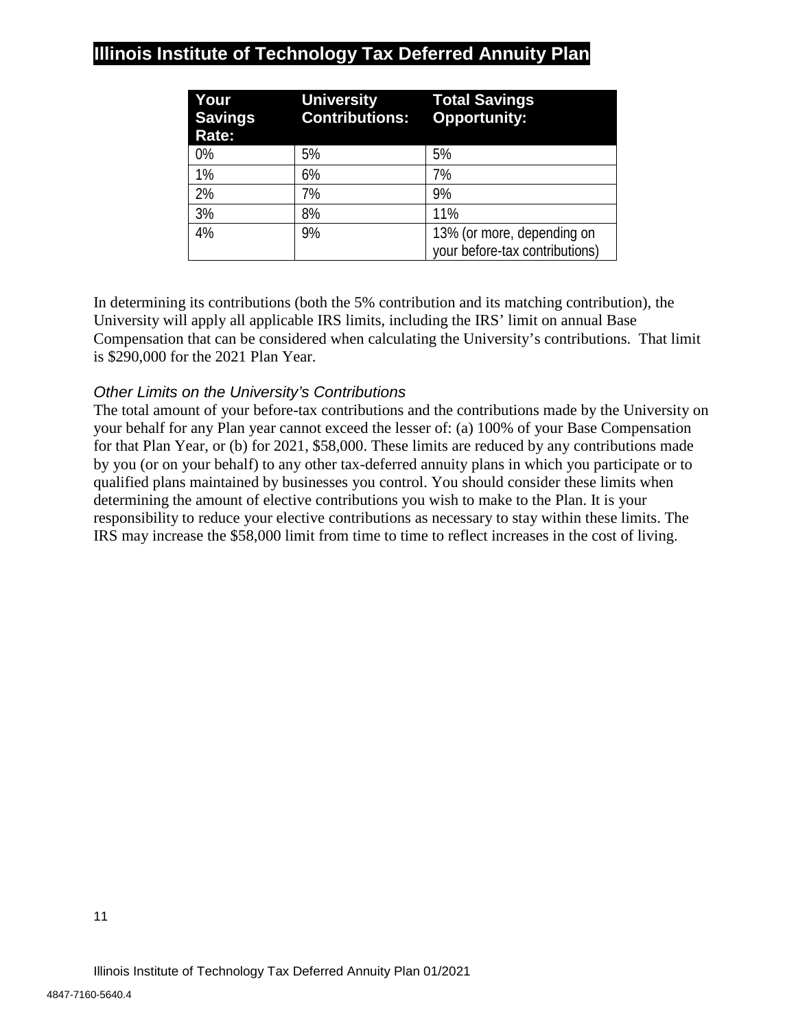## Illinois Institute of Technology Tax Deferred Annuity Plan

| Your Savings Rate: | University Contributions: | Total Savings Opportunity: |
|---|---|---|
| 0% | 5% | 5% |
| 1% | 6% | 7% |
| 2% | 7% | 9% |
| 3% | 8% | 11% |
| 4% | 9% | 13% (or more, depending on your before-tax contributions) |

In determining its contributions (both the 5% contribution and its matching contribution), the University will apply all applicable IRS limits, including the IRS' limit on annual Base Compensation that can be considered when calculating the University's contributions. That limit is $290,000 for the 2021 Plan Year.

### *Other Limits on the University's Contributions*

The total amount of your before-tax contributions and the contributions made by the University on your behalf for any Plan year cannot exceed the lesser of: (a) 100% of your Base Compensation for that Plan Year, or (b) for 2021, $58,000. These limits are reduced by any contributions made by you (or on your behalf) to any other tax-deferred annuity plans in which you participate or to qualified plans maintained by businesses you control. You should consider these limits when determining the amount of elective contributions you wish to make to the Plan. It is your responsibility to reduce your elective contributions as necessary to stay within these limits. The IRS may increase the $58,000 limit from time to time to reflect increases in the cost of living.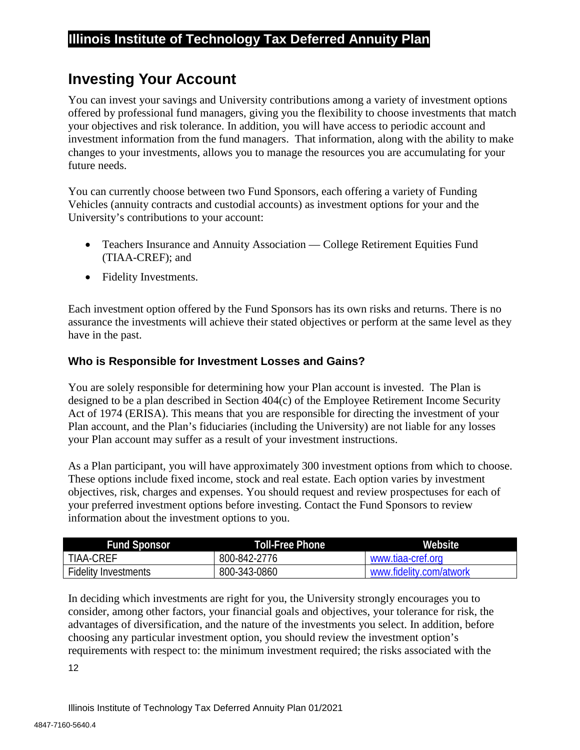## Investing Your Account

You can invest your savings and University contributions among a variety of investment options offered by professional fund managers, giving you the flexibility to choose investments that match your objectives and risk tolerance. In addition, you will have access to periodic account and investment information from the fund managers. That information, along with the ability to make changes to your investments, allows you to manage the resources you are accumulating for your future needs.

You can currently choose between two Fund Sponsors, each offering a variety of Funding Vehicles (annuity contracts and custodial accounts) as investment options for your and the University's contributions to your account:

- Teachers Insurance and Annuity Association — College Retirement Equities Fund (TIAA-CREF); and
- Fidelity Investments.

Each investment option offered by the Fund Sponsors has its own risks and returns. There is no assurance the investments will achieve their stated objectives or perform at the same level as they have in the past.

### Who is Responsible for Investment Losses and Gains?

You are solely responsible for determining how your Plan account is invested. The Plan is designed to be a plan described in Section 404(c) of the Employee Retirement Income Security Act of 1974 (ERISA). This means that you are responsible for directing the investment of your Plan account, and the Plan's fiduciaries (including the University) are not liable for any losses your Plan account may suffer as a result of your investment instructions.

As a Plan participant, you will have approximately 300 investment options from which to choose. These options include fixed income, stock and real estate. Each option varies by investment objectives, risk, charges and expenses. You should request and review prospectuses for each of your preferred investment options before investing. Contact the Fund Sponsors to review information about the investment options to you.

| Fund Sponsor | Toll-Free Phone | Website |
|---|---|---|
| TIAA-CREF | 800-842-2776 | www.tiaa-cref.org |
| Fidelity Investments | 800-343-0860 | www.fidelity.com/atwork |

In deciding which investments are right for you, the University strongly encourages you to consider, among other factors, your financial goals and objectives, your tolerance for risk, the advantages of diversification, and the nature of the investments you select. In addition, before choosing any particular investment option, you should review the investment option's requirements with respect to: the minimum investment required; the risks associated with the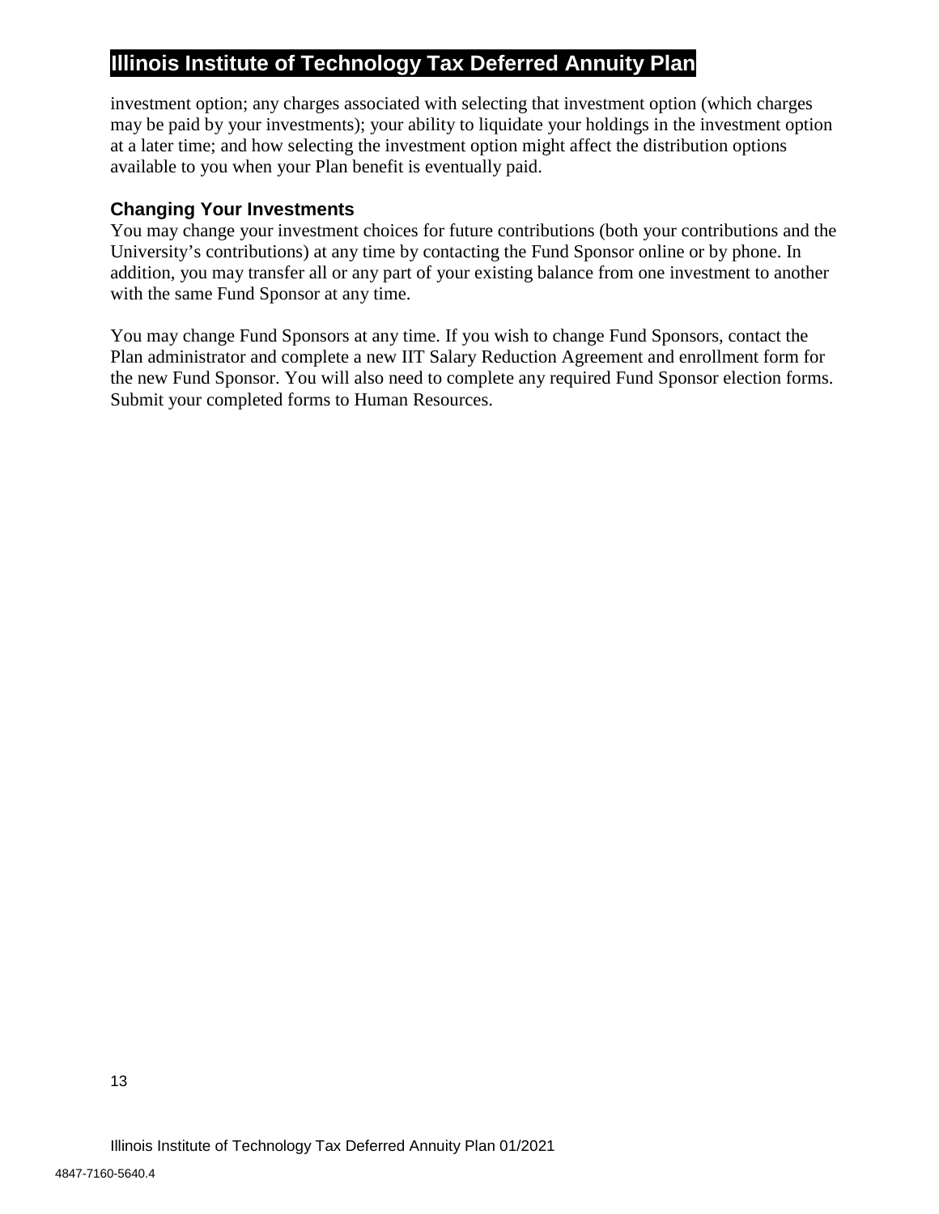investment option; any charges associated with selecting that investment option (which charges may be paid by your investments); your ability to liquidate your holdings in the investment option at a later time; and how selecting the investment option might affect the distribution options available to you when your Plan benefit is eventually paid.

### Changing Your Investments

You may change your investment choices for future contributions (both your contributions and the University's contributions) at any time by contacting the Fund Sponsor online or by phone. In addition, you may transfer all or any part of your existing balance from one investment to another with the same Fund Sponsor at any time.

You may change Fund Sponsors at any time. If you wish to change Fund Sponsors, contact the Plan administrator and complete a new IIT Salary Reduction Agreement and enrollment form for the new Fund Sponsor. You will also need to complete any required Fund Sponsor election forms. Submit your completed forms to Human Resources.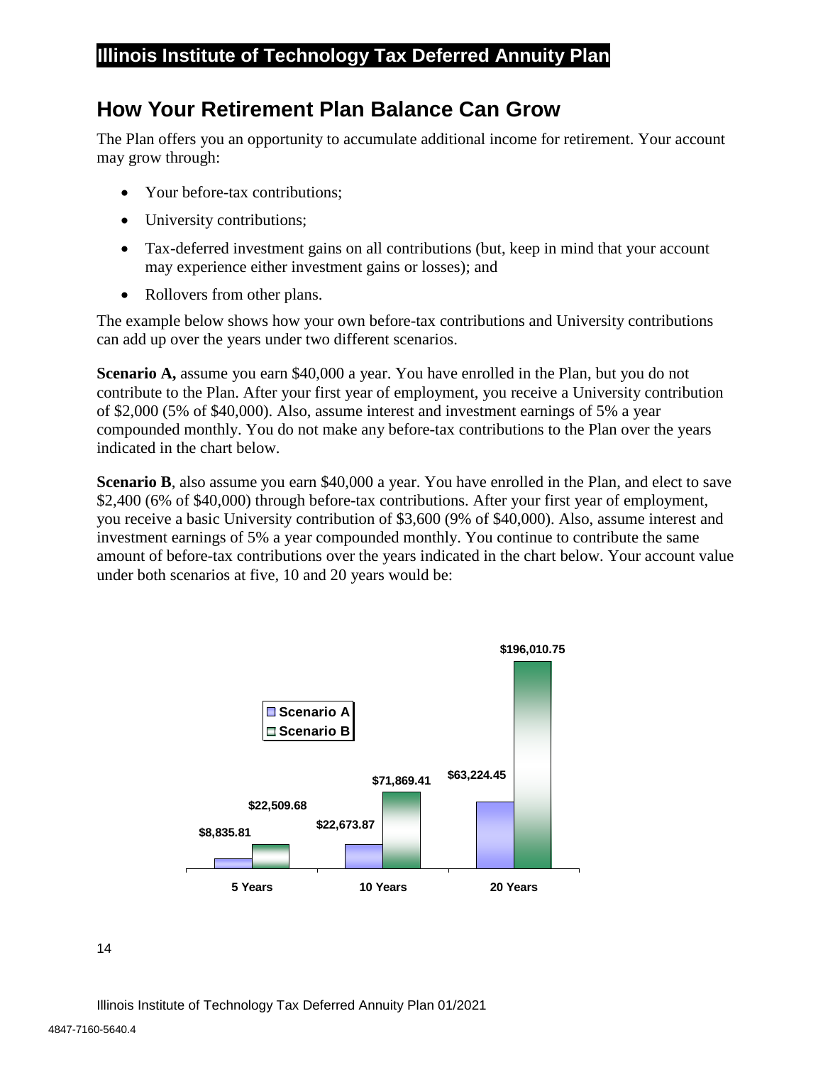## How Your Retirement Plan Balance Can Grow

The Plan offers you an opportunity to accumulate additional income for retirement. Your account may grow through:

- Your before-tax contributions;
- University contributions;
- Tax-deferred investment gains on all contributions (but, keep in mind that your account may experience either investment gains or losses); and
- Rollovers from other plans.

The example below shows how your own before-tax contributions and University contributions can add up over the years under two different scenarios.

**Scenario A,** assume you earn $40,000 a year. You have enrolled in the Plan, but you do not contribute to the Plan. After your first year of employment, you receive a University contribution of $2,000 (5% of $40,000). Also, assume interest and investment earnings of 5% a year compounded monthly. You do not make any before-tax contributions to the Plan over the years indicated in the chart below.

**Scenario B**, also assume you earn $40,000 a year. You have enrolled in the Plan, and elect to save $2,400 (6% of $40,000) through before-tax contributions. After your first year of employment, you receive a basic University contribution of $3,600 (9% of $40,000). Also, assume interest and investment earnings of 5% a year compounded monthly. You continue to contribute the same amount of before-tax contributions over the years indicated in the chart below. Your account value under both scenarios at five, 10 and 20 years would be:

| | Scenario A | Scenario B |
|---|---|---|
| 5 Years | $8,835.81 | $22,509.68 |
| 10 Years | $22,673.87 | $71,869.41 |
| 20 Years | $63,224.45 | $196,010.75 |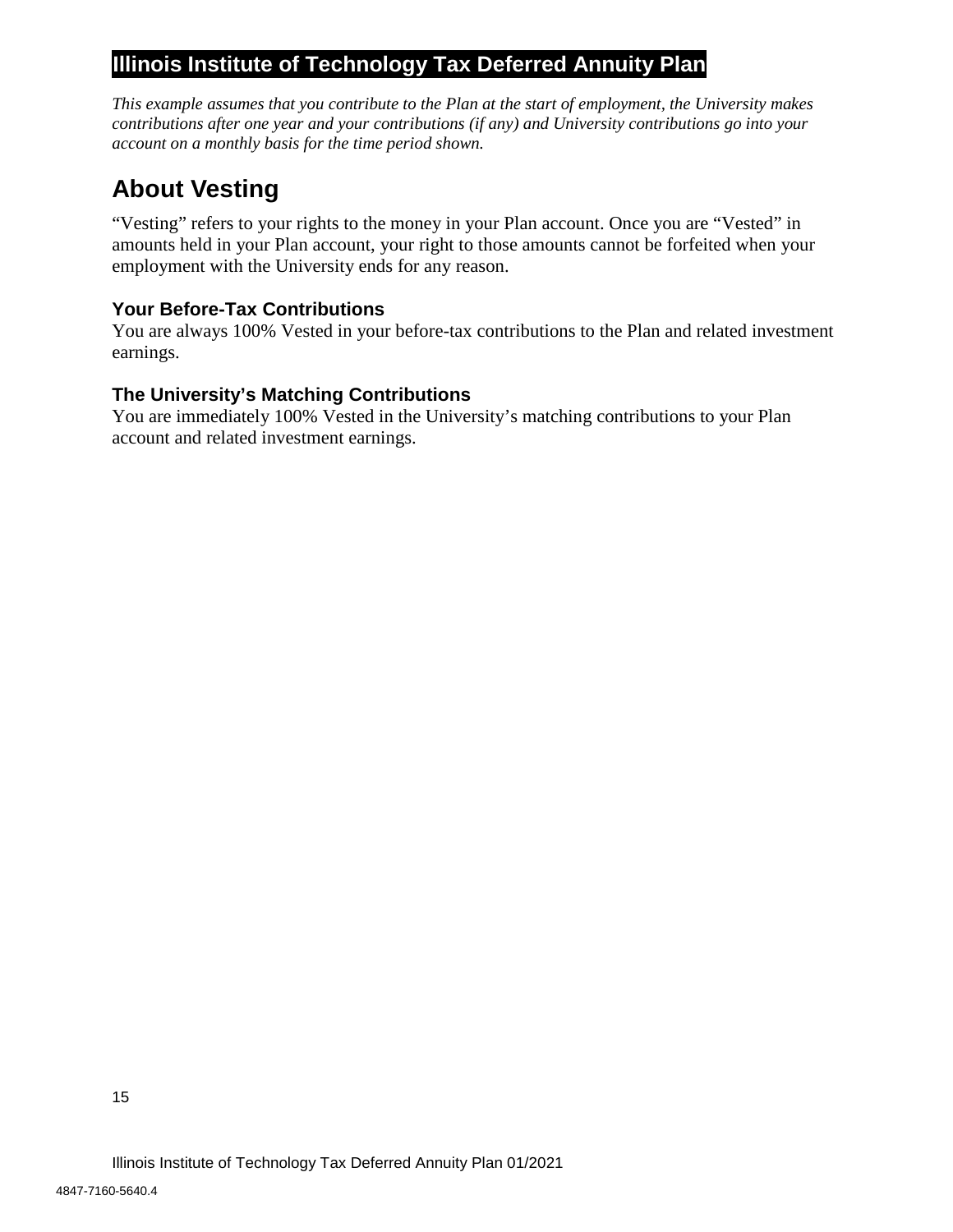This example assumes that you contribute to the Plan at the start of employment, the University makes contributions after one year and your contributions (if any) and University contributions go into your account on a monthly basis for the time period shown.*

## About Vesting

"Vesting" refers to your rights to the money in your Plan account. Once you are "Vested" in amounts held in your Plan account, your right to those amounts cannot be forfeited when your employment with the University ends for any reason.

### Your Before-Tax Contributions

You are always 100% Vested in your before-tax contributions to the Plan and related investment earnings.

### The University's Matching Contributions

You are immediately 100% Vested in the University's matching contributions to your Plan account and related investment earnings.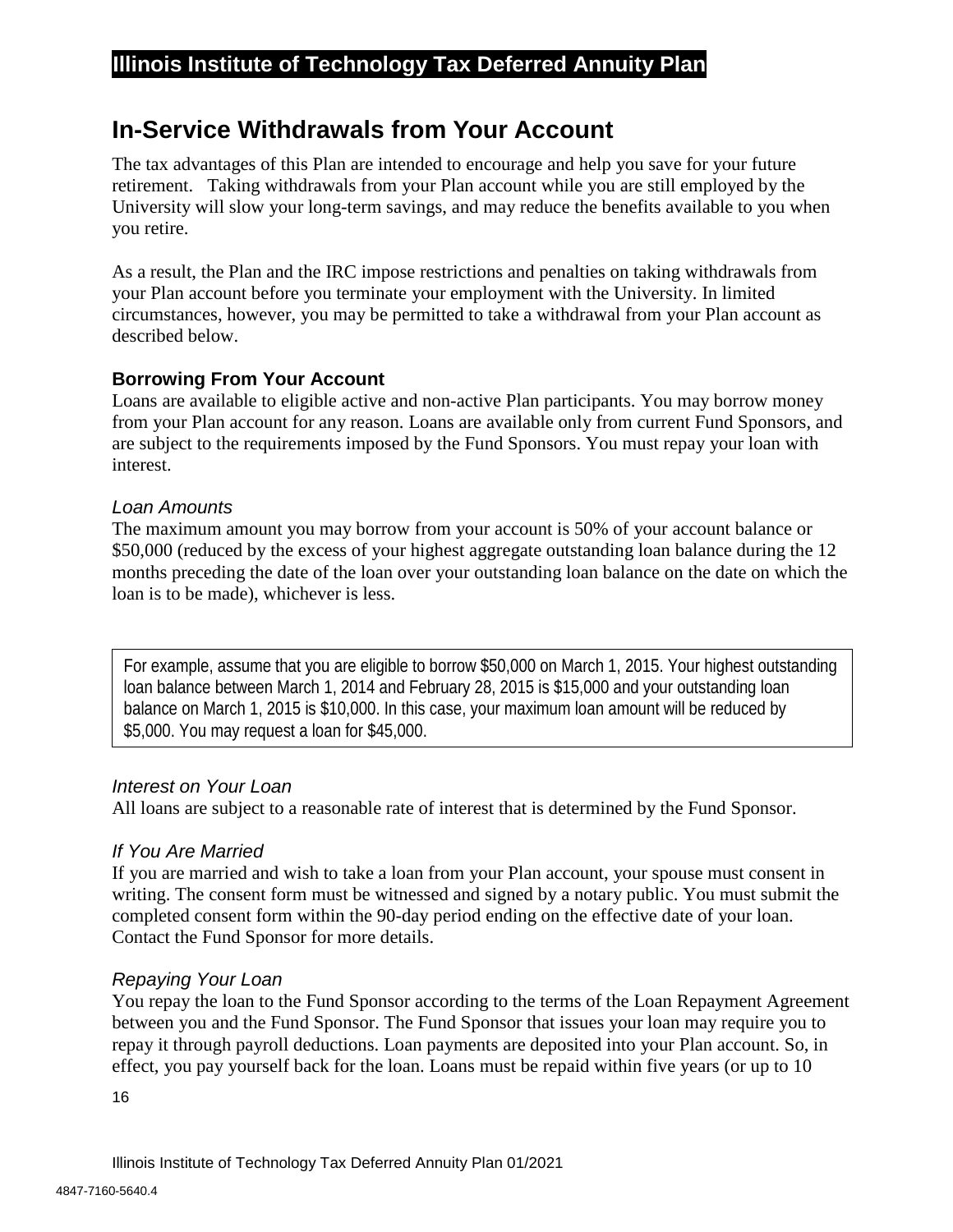## In-Service Withdrawals from Your Account

The tax advantages of this Plan are intended to encourage and help you save for your future retirement. Taking withdrawals from your Plan account while you are still employed by the University will slow your long-term savings, and may reduce the benefits available to you when you retire.

As a result, the Plan and the IRC impose restrictions and penalties on taking withdrawals from your Plan account before you terminate your employment with the University. In limited circumstances, however, you may be permitted to take a withdrawal from your Plan account as described below.

### Borrowing From Your Account

Loans are available to eligible active and non-active Plan participants. You may borrow money from your Plan account for any reason. Loans are available only from current Fund Sponsors, and are subject to the requirements imposed by the Fund Sponsors. You must repay your loan with interest.

#### *Loan Amounts*

The maximum amount you may borrow from your account is 50% of your account balance or $50,000 (reduced by the excess of your highest aggregate outstanding loan balance during the 12 months preceding the date of the loan over your outstanding loan balance on the date on which the loan is to be made), whichever is less.

> For example, assume that you are eligible to borrow $50,000 on March 1, 2015. Your highest outstanding loan balance between March 1, 2014 and February 28, 2015 is $15,000 and your outstanding loan balance on March 1, 2015 is $10,000. In this case, your maximum loan amount will be reduced by $5,000. You may request a loan for $45,000.

#### *Interest on Your Loan*

All loans are subject to a reasonable rate of interest that is determined by the Fund Sponsor.

#### *If You Are Married*

If you are married and wish to take a loan from your Plan account, your spouse must consent in writing. The consent form must be witnessed and signed by a notary public. You must submit the completed consent form within the 90-day period ending on the effective date of your loan. Contact the Fund Sponsor for more details.

#### *Repaying Your Loan*

You repay the loan to the Fund Sponsor according to the terms of the Loan Repayment Agreement between you and the Fund Sponsor. The Fund Sponsor that issues your loan may require you to repay it through payroll deductions. Loan payments are deposited into your Plan account. So, in effect, you pay yourself back for the loan. Loans must be repaid within five years (or up to 10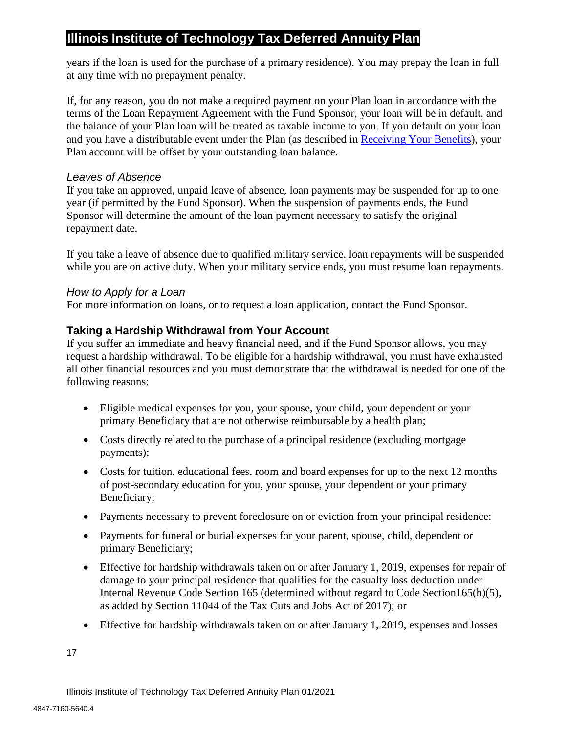years if the loan is used for the purchase of a primary residence). You may prepay the loan in full at any time with no prepayment penalty.

If, for any reason, you do not make a required payment on your Plan loan in accordance with the terms of the Loan Repayment Agreement with the Fund Sponsor, your loan will be in default, and the balance of your Plan loan will be treated as taxable income to you. If you default on your loan and you have a distributable event under the Plan (as described in Receiving Your Benefits), your Plan account will be offset by your outstanding loan balance.

*Leaves of Absence*

If you take an approved, unpaid leave of absence, loan payments may be suspended for up to one year (if permitted by the Fund Sponsor). When the suspension of payments ends, the Fund Sponsor will determine the amount of the loan payment necessary to satisfy the original repayment date.

If you take a leave of absence due to qualified military service, loan repayments will be suspended while you are on active duty. When your military service ends, you must resume loan repayments.

*How to Apply for a Loan*

For more information on loans, or to request a loan application, contact the Fund Sponsor.

### Taking a Hardship Withdrawal from Your Account

If you suffer an immediate and heavy financial need, and if the Fund Sponsor allows, you may request a hardship withdrawal. To be eligible for a hardship withdrawal, you must have exhausted all other financial resources and you must demonstrate that the withdrawal is needed for one of the following reasons:

- Eligible medical expenses for you, your spouse, your child, your dependent or your primary Beneficiary that are not otherwise reimbursable by a health plan;
- Costs directly related to the purchase of a principal residence (excluding mortgage payments);
- Costs for tuition, educational fees, room and board expenses for up to the next 12 months of post-secondary education for you, your spouse, your dependent or your primary Beneficiary;
- Payments necessary to prevent foreclosure on or eviction from your principal residence;
- Payments for funeral or burial expenses for your parent, spouse, child, dependent or primary Beneficiary;
- Effective for hardship withdrawals taken on or after January 1, 2019, expenses for repair of damage to your principal residence that qualifies for the casualty loss deduction under Internal Revenue Code Section 165 (determined without regard to Code Section165(h)(5), as added by Section 11044 of the Tax Cuts and Jobs Act of 2017); or
- Effective for hardship withdrawals taken on or after January 1, 2019, expenses and losses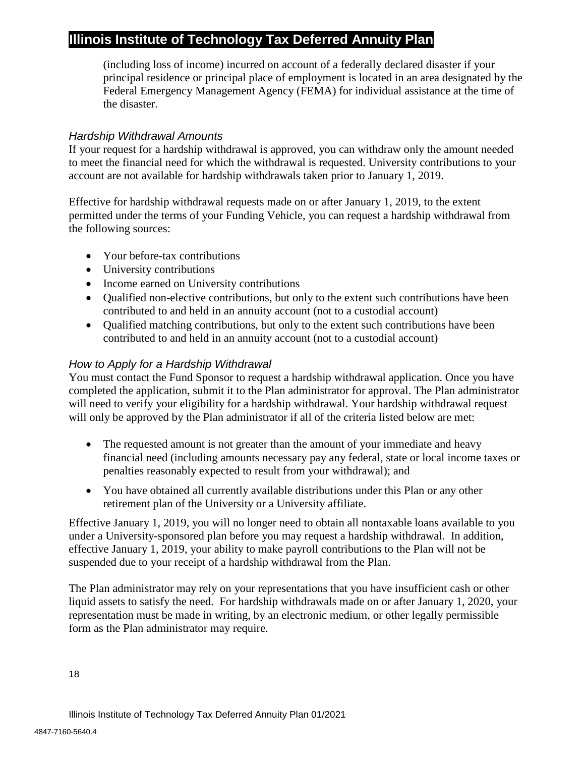(including loss of income) incurred on account of a federally declared disaster if your principal residence or principal place of employment is located in an area designated by the Federal Emergency Management Agency (FEMA) for individual assistance at the time of the disaster.

### *Hardship Withdrawal Amounts*

If your request for a hardship withdrawal is approved, you can withdraw only the amount needed to meet the financial need for which the withdrawal is requested. University contributions to your account are not available for hardship withdrawals taken prior to January 1, 2019.

Effective for hardship withdrawal requests made on or after January 1, 2019, to the extent permitted under the terms of your Funding Vehicle, you can request a hardship withdrawal from the following sources:

- Your before-tax contributions
- University contributions
- Income earned on University contributions
- Qualified non-elective contributions, but only to the extent such contributions have been contributed to and held in an annuity account (not to a custodial account)
- Qualified matching contributions, but only to the extent such contributions have been contributed to and held in an annuity account (not to a custodial account)

### *How to Apply for a Hardship Withdrawal*

You must contact the Fund Sponsor to request a hardship withdrawal application. Once you have completed the application, submit it to the Plan administrator for approval. The Plan administrator will need to verify your eligibility for a hardship withdrawal. Your hardship withdrawal request will only be approved by the Plan administrator if all of the criteria listed below are met:

- The requested amount is not greater than the amount of your immediate and heavy financial need (including amounts necessary pay any federal, state or local income taxes or penalties reasonably expected to result from your withdrawal); and
- You have obtained all currently available distributions under this Plan or any other retirement plan of the University or a University affiliate.

Effective January 1, 2019, you will no longer need to obtain all nontaxable loans available to you under a University-sponsored plan before you may request a hardship withdrawal. In addition, effective January 1, 2019, your ability to make payroll contributions to the Plan will not be suspended due to your receipt of a hardship withdrawal from the Plan.

The Plan administrator may rely on your representations that you have insufficient cash or other liquid assets to satisfy the need. For hardship withdrawals made on or after January 1, 2020, your representation must be made in writing, by an electronic medium, or other legally permissible form as the Plan administrator may require.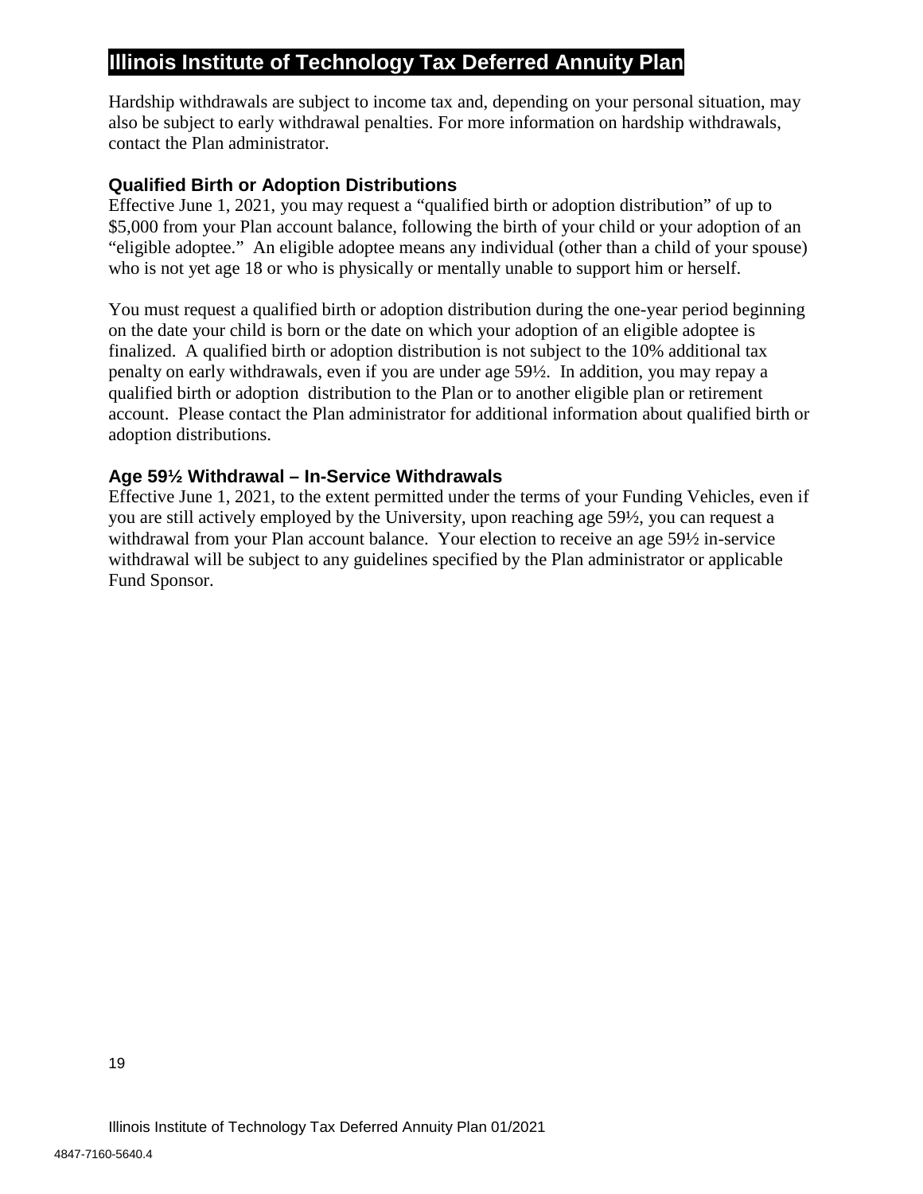Hardship withdrawals are subject to income tax and, depending on your personal situation, may also be subject to early withdrawal penalties. For more information on hardship withdrawals, contact the Plan administrator.

### Qualified Birth or Adoption Distributions

Effective June 1, 2021, you may request a "qualified birth or adoption distribution" of up to $5,000 from your Plan account balance, following the birth of your child or your adoption of an "eligible adoptee." An eligible adoptee means any individual (other than a child of your spouse) who is not yet age 18 or who is physically or mentally unable to support him or herself.

You must request a qualified birth or adoption distribution during the one-year period beginning on the date your child is born or the date on which your adoption of an eligible adoptee is finalized. A qualified birth or adoption distribution is not subject to the 10% additional tax penalty on early withdrawals, even if you are under age 59½. In addition, you may repay a qualified birth or adoption distribution to the Plan or to another eligible plan or retirement account. Please contact the Plan administrator for additional information about qualified birth or adoption distributions.

### Age 59½ Withdrawal – In-Service Withdrawals

Effective June 1, 2021, to the extent permitted under the terms of your Funding Vehicles, even if you are still actively employed by the University, upon reaching age 59½, you can request a withdrawal from your Plan account balance. Your election to receive an age 59½ in-service withdrawal will be subject to any guidelines specified by the Plan administrator or applicable Fund Sponsor.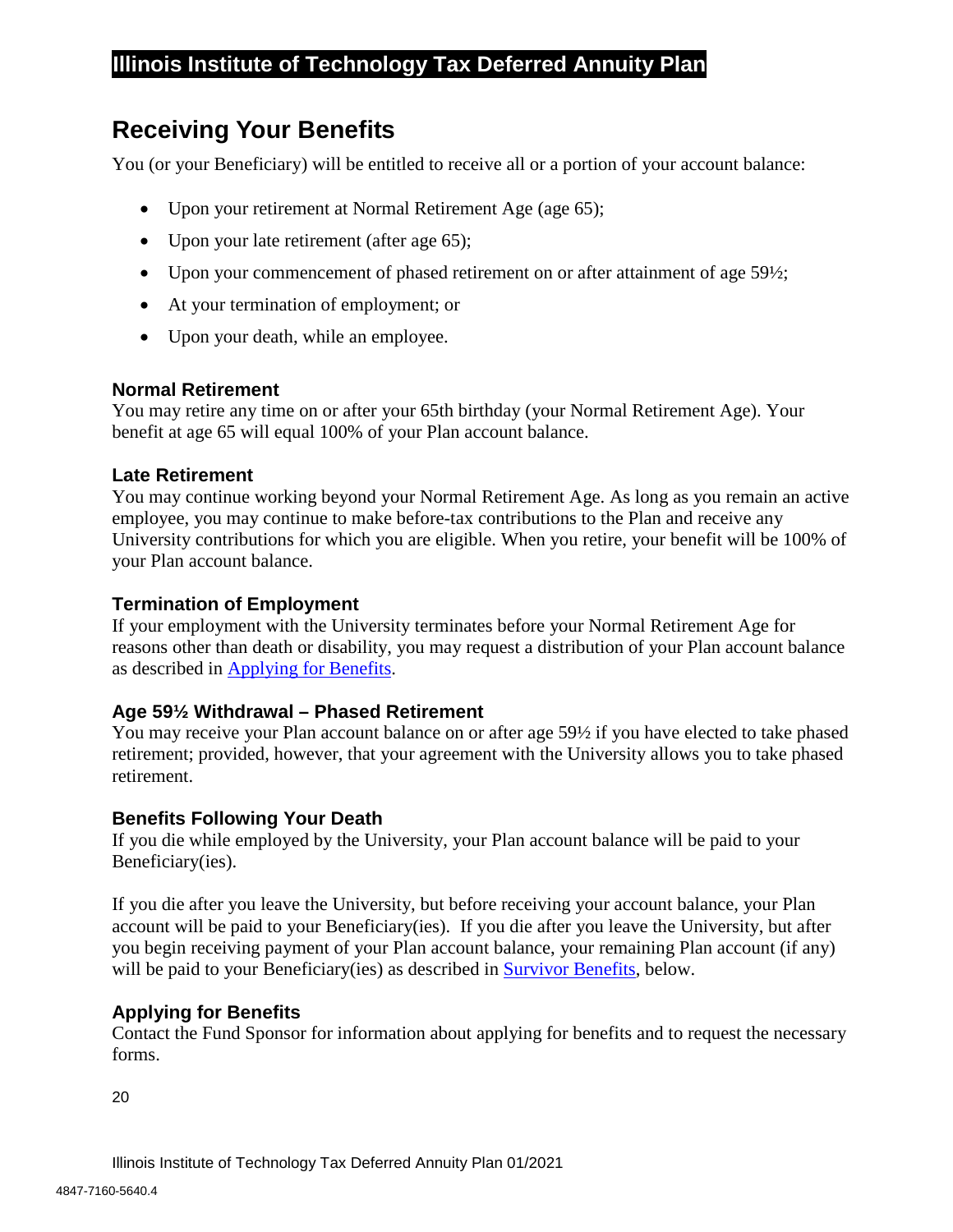## Receiving Your Benefits

You (or your Beneficiary) will be entitled to receive all or a portion of your account balance:

- Upon your retirement at Normal Retirement Age (age 65);
- Upon your late retirement (after age 65);
- Upon your commencement of phased retirement on or after attainment of age 59½;
- At your termination of employment; or
- Upon your death, while an employee.

### Normal Retirement

You may retire any time on or after your 65th birthday (your Normal Retirement Age). Your benefit at age 65 will equal 100% of your Plan account balance.

### Late Retirement

You may continue working beyond your Normal Retirement Age. As long as you remain an active employee, you may continue to make before-tax contributions to the Plan and receive any University contributions for which you are eligible. When you retire, your benefit will be 100% of your Plan account balance.

### Termination of Employment

If your employment with the University terminates before your Normal Retirement Age for reasons other than death or disability, you may request a distribution of your Plan account balance as described in Applying for Benefits.

### Age 59½ Withdrawal – Phased Retirement

You may receive your Plan account balance on or after age 59½ if you have elected to take phased retirement; provided, however, that your agreement with the University allows you to take phased retirement.

### Benefits Following Your Death

If you die while employed by the University, your Plan account balance will be paid to your Beneficiary(ies).

If you die after you leave the University, but before receiving your account balance, your Plan account will be paid to your Beneficiary(ies). If you die after you leave the University, but after you begin receiving payment of your Plan account balance, your remaining Plan account (if any) will be paid to your Beneficiary(ies) as described in Survivor Benefits, below.

### Applying for Benefits

Contact the Fund Sponsor for information about applying for benefits and to request the necessary forms.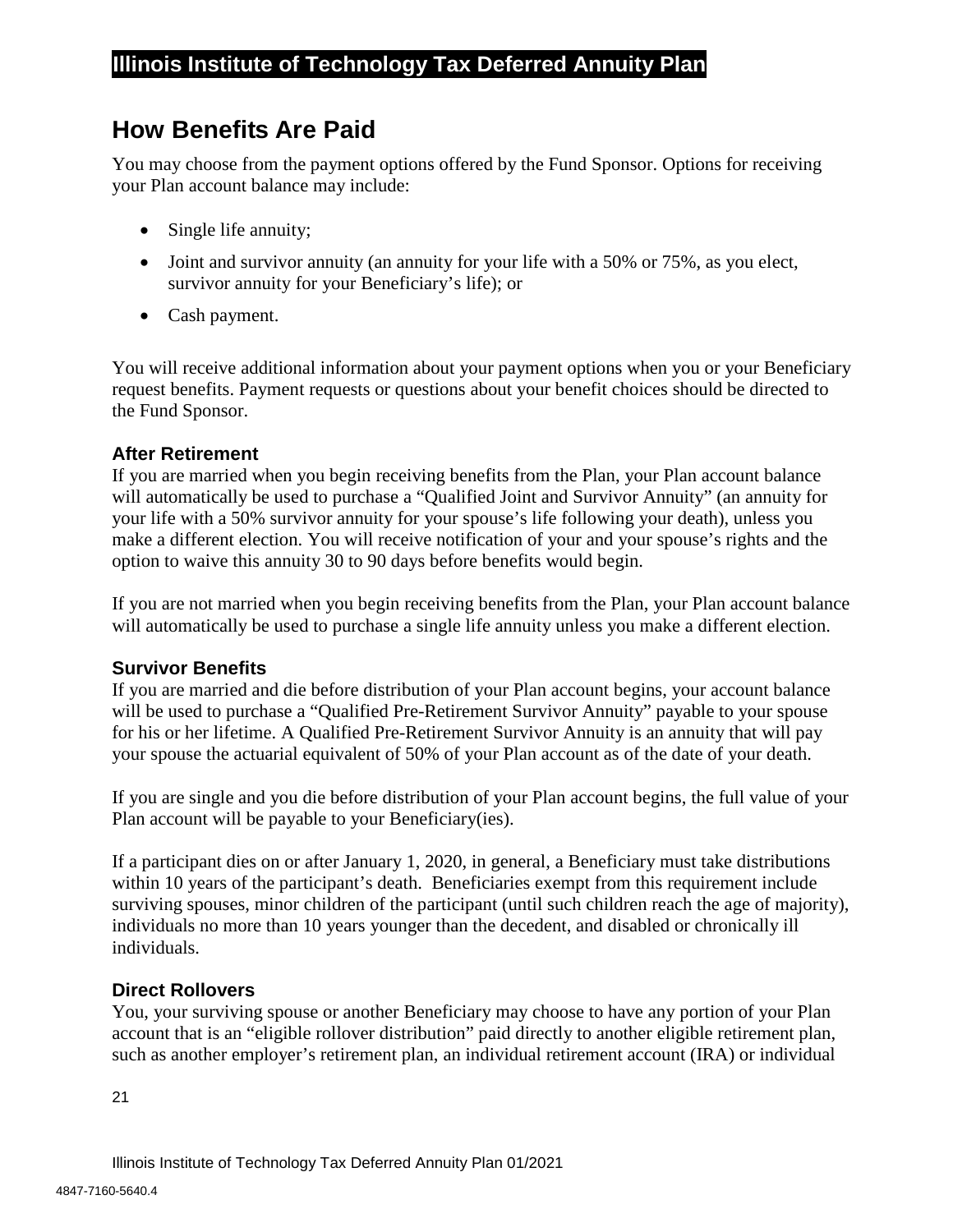## How Benefits Are Paid

You may choose from the payment options offered by the Fund Sponsor. Options for receiving your Plan account balance may include:

- Single life annuity;
- Joint and survivor annuity (an annuity for your life with a 50% or 75%, as you elect, survivor annuity for your Beneficiary's life); or
- Cash payment.

You will receive additional information about your payment options when you or your Beneficiary request benefits. Payment requests or questions about your benefit choices should be directed to the Fund Sponsor.

### After Retirement

If you are married when you begin receiving benefits from the Plan, your Plan account balance will automatically be used to purchase a "Qualified Joint and Survivor Annuity" (an annuity for your life with a 50% survivor annuity for your spouse's life following your death), unless you make a different election. You will receive notification of your and your spouse's rights and the option to waive this annuity 30 to 90 days before benefits would begin.

If you are not married when you begin receiving benefits from the Plan, your Plan account balance will automatically be used to purchase a single life annuity unless you make a different election.

### Survivor Benefits

If you are married and die before distribution of your Plan account begins, your account balance will be used to purchase a "Qualified Pre-Retirement Survivor Annuity" payable to your spouse for his or her lifetime. A Qualified Pre-Retirement Survivor Annuity is an annuity that will pay your spouse the actuarial equivalent of 50% of your Plan account as of the date of your death.

If you are single and you die before distribution of your Plan account begins, the full value of your Plan account will be payable to your Beneficiary(ies).

If a participant dies on or after January 1, 2020, in general, a Beneficiary must take distributions within 10 years of the participant's death. Beneficiaries exempt from this requirement include surviving spouses, minor children of the participant (until such children reach the age of majority), individuals no more than 10 years younger than the decedent, and disabled or chronically ill individuals.

### Direct Rollovers

You, your surviving spouse or another Beneficiary may choose to have any portion of your Plan account that is an "eligible rollover distribution" paid directly to another eligible retirement plan, such as another employer's retirement plan, an individual retirement account (IRA) or individual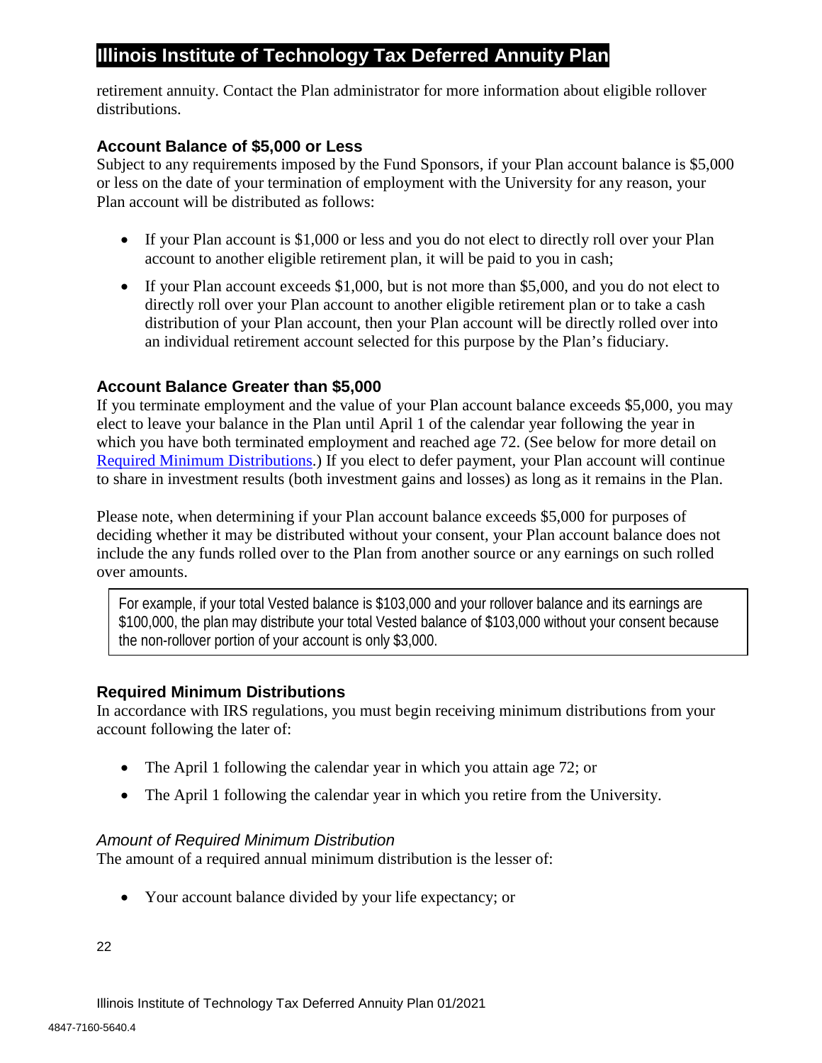retirement annuity. Contact the Plan administrator for more information about eligible rollover distributions.

### Account Balance of $5,000 or Less

Subject to any requirements imposed by the Fund Sponsors, if your Plan account balance is $5,000 or less on the date of your termination of employment with the University for any reason, your Plan account will be distributed as follows:

- If your Plan account is $1,000 or less and you do not elect to directly roll over your Plan account to another eligible retirement plan, it will be paid to you in cash;
- If your Plan account exceeds $1,000, but is not more than $5,000, and you do not elect to directly roll over your Plan account to another eligible retirement plan or to take a cash distribution of your Plan account, then your Plan account will be directly rolled over into an individual retirement account selected for this purpose by the Plan's fiduciary.

### Account Balance Greater than $5,000

If you terminate employment and the value of your Plan account balance exceeds $5,000, you may elect to leave your balance in the Plan until April 1 of the calendar year following the year in which you have both terminated employment and reached age 72. (See below for more detail on Required Minimum Distributions.) If you elect to defer payment, your Plan account will continue to share in investment results (both investment gains and losses) as long as it remains in the Plan.

Please note, when determining if your Plan account balance exceeds $5,000 for purposes of deciding whether it may be distributed without your consent, your Plan account balance does not include the any funds rolled over to the Plan from another source or any earnings on such rolled over amounts.

> For example, if your total Vested balance is $103,000 and your rollover balance and its earnings are $100,000, the plan may distribute your total Vested balance of $103,000 without your consent because the non-rollover portion of your account is only $3,000.

### Required Minimum Distributions

In accordance with IRS regulations, you must begin receiving minimum distributions from your account following the later of:

- The April 1 following the calendar year in which you attain age 72; or
- The April 1 following the calendar year in which you retire from the University.

#### *Amount of Required Minimum Distribution*

The amount of a required annual minimum distribution is the lesser of:

- Your account balance divided by your life expectancy; or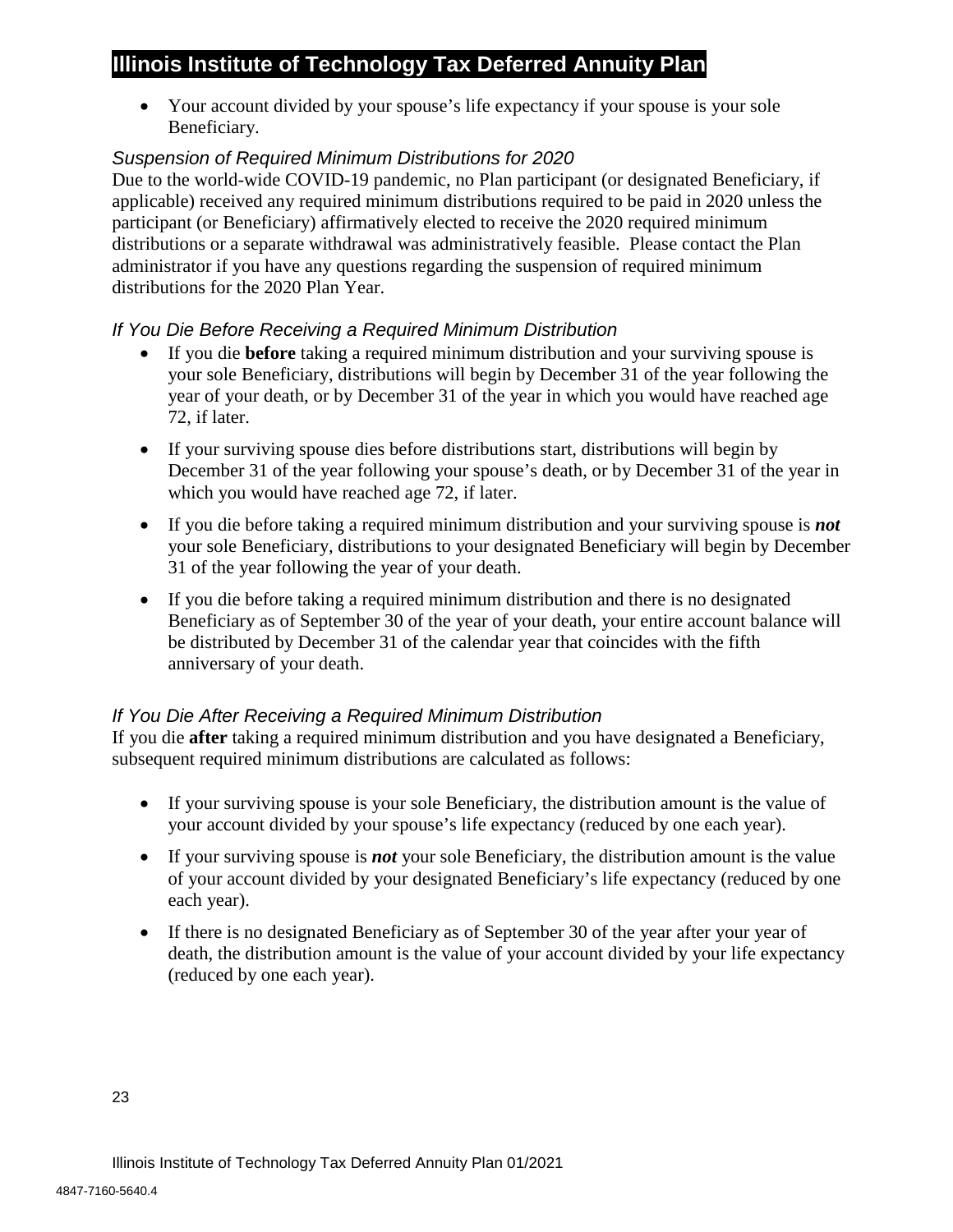- Your account divided by your spouse's life expectancy if your spouse is your sole Beneficiary.

### *Suspension of Required Minimum Distributions for 2020*

Due to the world-wide COVID-19 pandemic, no Plan participant (or designated Beneficiary, if applicable) received any required minimum distributions required to be paid in 2020 unless the participant (or Beneficiary) affirmatively elected to receive the 2020 required minimum distributions or a separate withdrawal was administratively feasible. Please contact the Plan administrator if you have any questions regarding the suspension of required minimum distributions for the 2020 Plan Year.

### *If You Die Before Receiving a Required Minimum Distribution*

- If you die **before** taking a required minimum distribution and your surviving spouse is your sole Beneficiary, distributions will begin by December 31 of the year following the year of your death, or by December 31 of the year in which you would have reached age 72, if later.
- If your surviving spouse dies before distributions start, distributions will begin by December 31 of the year following your spouse's death, or by December 31 of the year in which you would have reached age 72, if later.
- If you die before taking a required minimum distribution and your surviving spouse is ***not*** your sole Beneficiary, distributions to your designated Beneficiary will begin by December 31 of the year following the year of your death.
- If you die before taking a required minimum distribution and there is no designated Beneficiary as of September 30 of the year of your death, your entire account balance will be distributed by December 31 of the calendar year that coincides with the fifth anniversary of your death.

### *If You Die After Receiving a Required Minimum Distribution*

If you die **after** taking a required minimum distribution and you have designated a Beneficiary, subsequent required minimum distributions are calculated as follows:

- If your surviving spouse is your sole Beneficiary, the distribution amount is the value of your account divided by your spouse's life expectancy (reduced by one each year).
- If your surviving spouse is ***not*** your sole Beneficiary, the distribution amount is the value of your account divided by your designated Beneficiary's life expectancy (reduced by one each year).
- If there is no designated Beneficiary as of September 30 of the year after your year of death, the distribution amount is the value of your account divided by your life expectancy (reduced by one each year).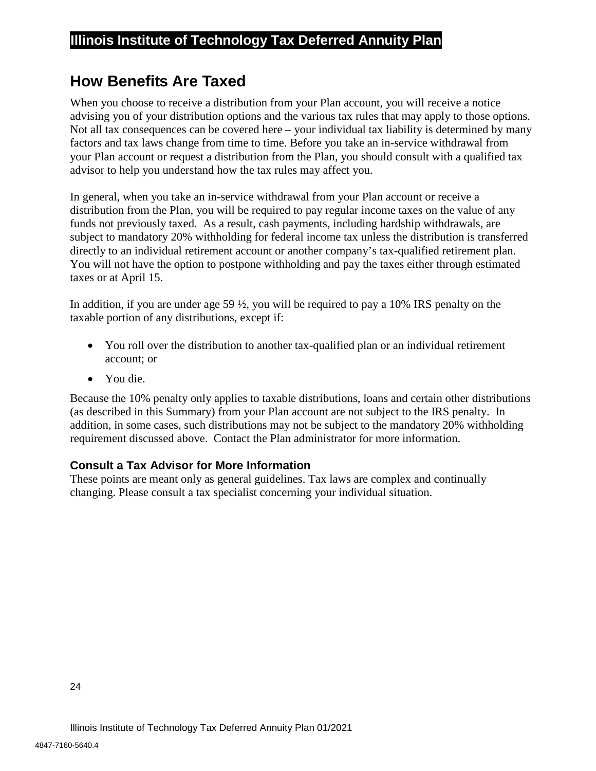## How Benefits Are Taxed

When you choose to receive a distribution from your Plan account, you will receive a notice advising you of your distribution options and the various tax rules that may apply to those options. Not all tax consequences can be covered here – your individual tax liability is determined by many factors and tax laws change from time to time. Before you take an in-service withdrawal from your Plan account or request a distribution from the Plan, you should consult with a qualified tax advisor to help you understand how the tax rules may affect you.

In general, when you take an in-service withdrawal from your Plan account or receive a distribution from the Plan, you will be required to pay regular income taxes on the value of any funds not previously taxed. As a result, cash payments, including hardship withdrawals, are subject to mandatory 20% withholding for federal income tax unless the distribution is transferred directly to an individual retirement account or another company's tax-qualified retirement plan. You will not have the option to postpone withholding and pay the taxes either through estimated taxes or at April 15.

In addition, if you are under age 59 ½, you will be required to pay a 10% IRS penalty on the taxable portion of any distributions, except if:

- You roll over the distribution to another tax-qualified plan or an individual retirement account; or
- You die.

Because the 10% penalty only applies to taxable distributions, loans and certain other distributions (as described in this Summary) from your Plan account are not subject to the IRS penalty. In addition, in some cases, such distributions may not be subject to the mandatory 20% withholding requirement discussed above. Contact the Plan administrator for more information.

### Consult a Tax Advisor for More Information

These points are meant only as general guidelines. Tax laws are complex and continually changing. Please consult a tax specialist concerning your individual situation.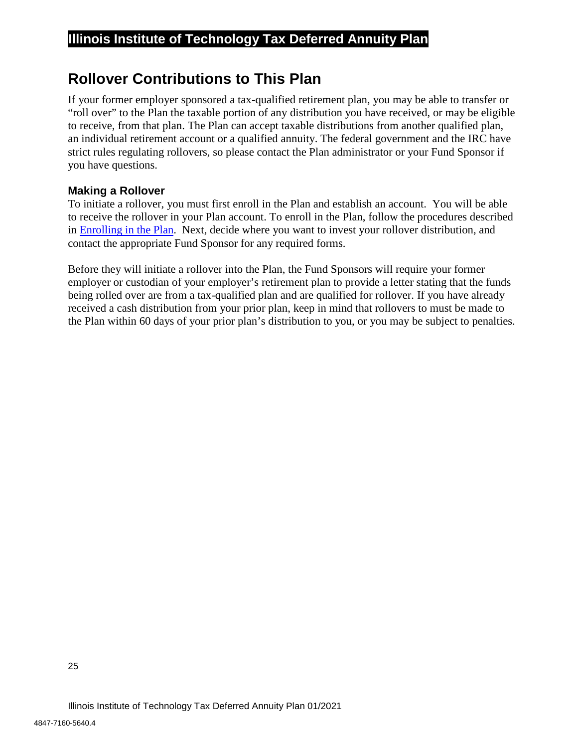## Rollover Contributions to This Plan

If your former employer sponsored a tax-qualified retirement plan, you may be able to transfer or "roll over" to the Plan the taxable portion of any distribution you have received, or may be eligible to receive, from that plan. The Plan can accept taxable distributions from another qualified plan, an individual retirement account or a qualified annuity. The federal government and the IRC have strict rules regulating rollovers, so please contact the Plan administrator or your Fund Sponsor if you have questions.

### Making a Rollover

To initiate a rollover, you must first enroll in the Plan and establish an account. You will be able to receive the rollover in your Plan account. To enroll in the Plan, follow the procedures described in Enrolling in the Plan. Next, decide where you want to invest your rollover distribution, and contact the appropriate Fund Sponsor for any required forms.

Before they will initiate a rollover into the Plan, the Fund Sponsors will require your former employer or custodian of your employer's retirement plan to provide a letter stating that the funds being rolled over are from a tax-qualified plan and are qualified for rollover. If you have already received a cash distribution from your prior plan, keep in mind that rollovers to must be made to the Plan within 60 days of your prior plan's distribution to you, or you may be subject to penalties.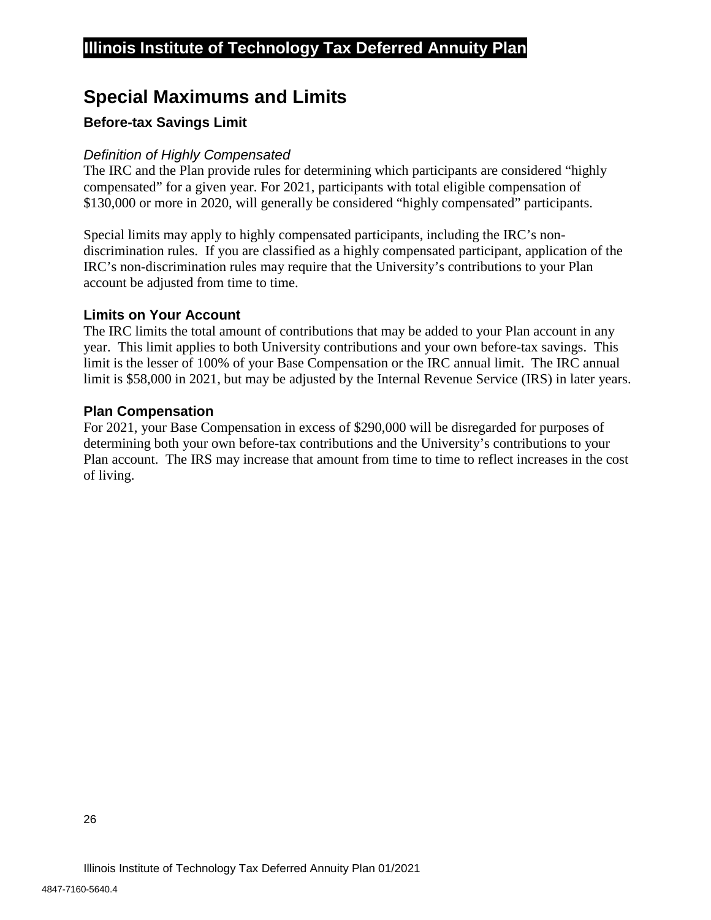## Special Maximums and Limits

### Before-tax Savings Limit

*Definition of Highly Compensated*

The IRC and the Plan provide rules for determining which participants are considered "highly compensated" for a given year. For 2021, participants with total eligible compensation of $130,000 or more in 2020, will generally be considered "highly compensated" participants.

Special limits may apply to highly compensated participants, including the IRC's non-discrimination rules. If you are classified as a highly compensated participant, application of the IRC's non-discrimination rules may require that the University's contributions to your Plan account be adjusted from time to time.

### Limits on Your Account

The IRC limits the total amount of contributions that may be added to your Plan account in any year. This limit applies to both University contributions and your own before-tax savings. This limit is the lesser of 100% of your Base Compensation or the IRC annual limit. The IRC annual limit is $58,000 in 2021, but may be adjusted by the Internal Revenue Service (IRS) in later years.

### Plan Compensation

For 2021, your Base Compensation in excess of $290,000 will be disregarded for purposes of determining both your own before-tax contributions and the University's contributions to your Plan account. The IRS may increase that amount from time to time to reflect increases in the cost of living.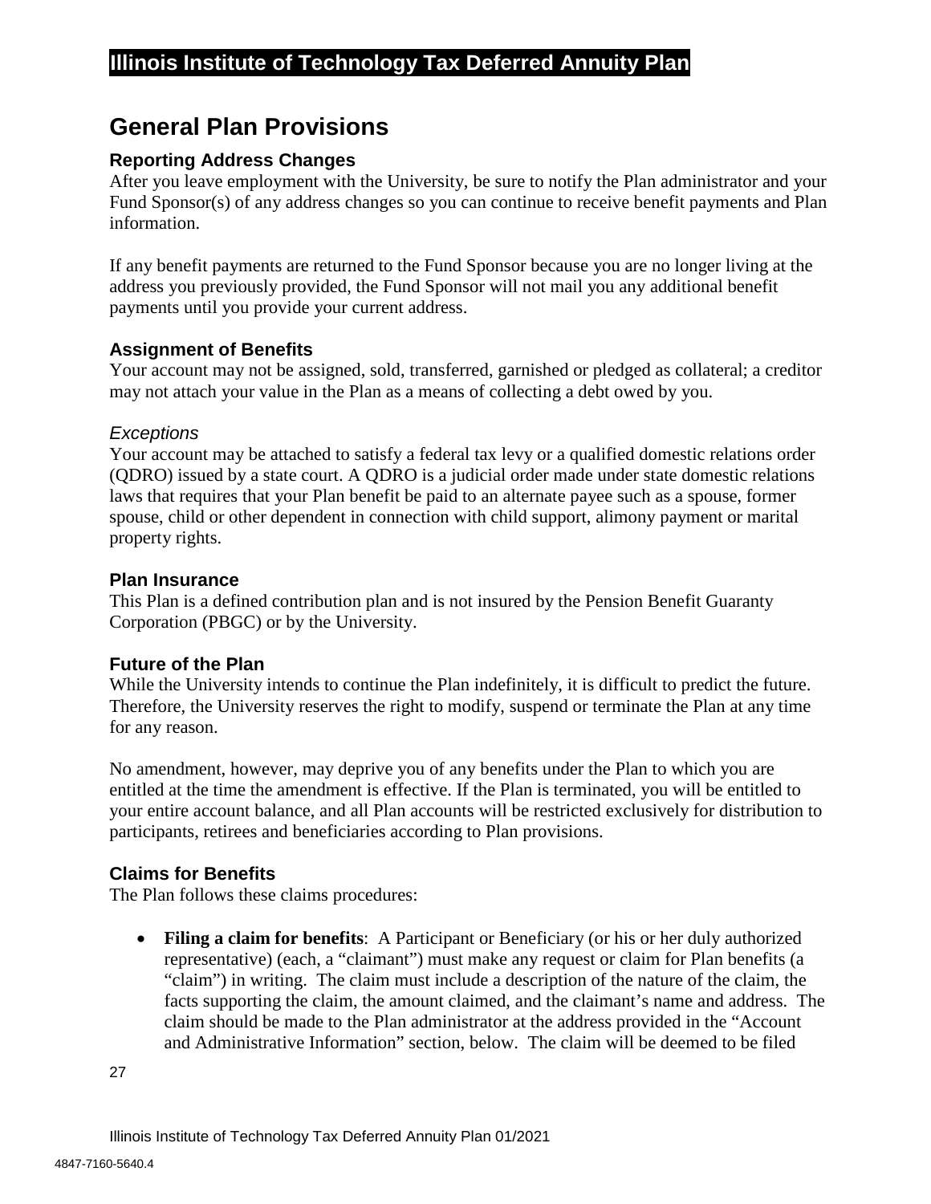## General Plan Provisions

### Reporting Address Changes

After you leave employment with the University, be sure to notify the Plan administrator and your Fund Sponsor(s) of any address changes so you can continue to receive benefit payments and Plan information.

If any benefit payments are returned to the Fund Sponsor because you are no longer living at the address you previously provided, the Fund Sponsor will not mail you any additional benefit payments until you provide your current address.

### Assignment of Benefits

Your account may not be assigned, sold, transferred, garnished or pledged as collateral; a creditor may not attach your value in the Plan as a means of collecting a debt owed by you.

#### *Exceptions*

Your account may be attached to satisfy a federal tax levy or a qualified domestic relations order (QDRO) issued by a state court. A QDRO is a judicial order made under state domestic relations laws that requires that your Plan benefit be paid to an alternate payee such as a spouse, former spouse, child or other dependent in connection with child support, alimony payment or marital property rights.

### Plan Insurance

This Plan is a defined contribution plan and is not insured by the Pension Benefit Guaranty Corporation (PBGC) or by the University.

### Future of the Plan

While the University intends to continue the Plan indefinitely, it is difficult to predict the future. Therefore, the University reserves the right to modify, suspend or terminate the Plan at any time for any reason.

No amendment, however, may deprive you of any benefits under the Plan to which you are entitled at the time the amendment is effective. If the Plan is terminated, you will be entitled to your entire account balance, and all Plan accounts will be restricted exclusively for distribution to participants, retirees and beneficiaries according to Plan provisions.

### Claims for Benefits

The Plan follows these claims procedures:

- **Filing a claim for benefits**: A Participant or Beneficiary (or his or her duly authorized representative) (each, a "claimant") must make any request or claim for Plan benefits (a "claim") in writing. The claim must include a description of the nature of the claim, the facts supporting the claim, the amount claimed, and the claimant's name and address. The claim should be made to the Plan administrator at the address provided in the "Account and Administrative Information" section, below. The claim will be deemed to be filed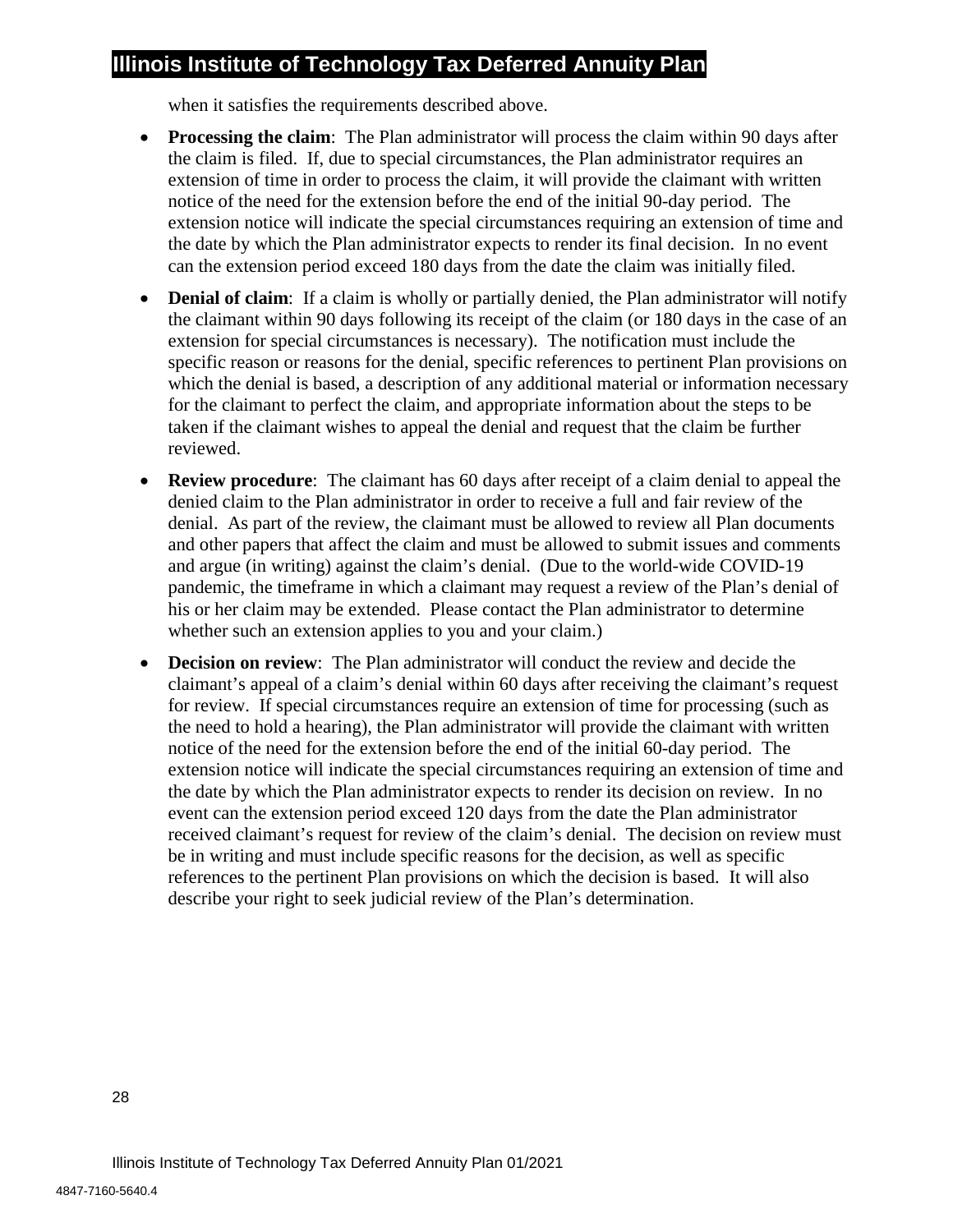when it satisfies the requirements described above.

- **Processing the claim**: The Plan administrator will process the claim within 90 days after the claim is filed. If, due to special circumstances, the Plan administrator requires an extension of time in order to process the claim, it will provide the claimant with written notice of the need for the extension before the end of the initial 90-day period. The extension notice will indicate the special circumstances requiring an extension of time and the date by which the Plan administrator expects to render its final decision. In no event can the extension period exceed 180 days from the date the claim was initially filed.
- **Denial of claim**: If a claim is wholly or partially denied, the Plan administrator will notify the claimant within 90 days following its receipt of the claim (or 180 days in the case of an extension for special circumstances is necessary). The notification must include the specific reason or reasons for the denial, specific references to pertinent Plan provisions on which the denial is based, a description of any additional material or information necessary for the claimant to perfect the claim, and appropriate information about the steps to be taken if the claimant wishes to appeal the denial and request that the claim be further reviewed.
- **Review procedure**: The claimant has 60 days after receipt of a claim denial to appeal the denied claim to the Plan administrator in order to receive a full and fair review of the denial. As part of the review, the claimant must be allowed to review all Plan documents and other papers that affect the claim and must be allowed to submit issues and comments and argue (in writing) against the claim's denial. (Due to the world-wide COVID-19 pandemic, the timeframe in which a claimant may request a review of the Plan's denial of his or her claim may be extended. Please contact the Plan administrator to determine whether such an extension applies to you and your claim.)
- **Decision on review**: The Plan administrator will conduct the review and decide the claimant's appeal of a claim's denial within 60 days after receiving the claimant's request for review. If special circumstances require an extension of time for processing (such as the need to hold a hearing), the Plan administrator will provide the claimant with written notice of the need for the extension before the end of the initial 60-day period. The extension notice will indicate the special circumstances requiring an extension of time and the date by which the Plan administrator expects to render its decision on review. In no event can the extension period exceed 120 days from the date the Plan administrator received claimant's request for review of the claim's denial. The decision on review must be in writing and must include specific reasons for the decision, as well as specific references to the pertinent Plan provisions on which the decision is based. It will also describe your right to seek judicial review of the Plan's determination.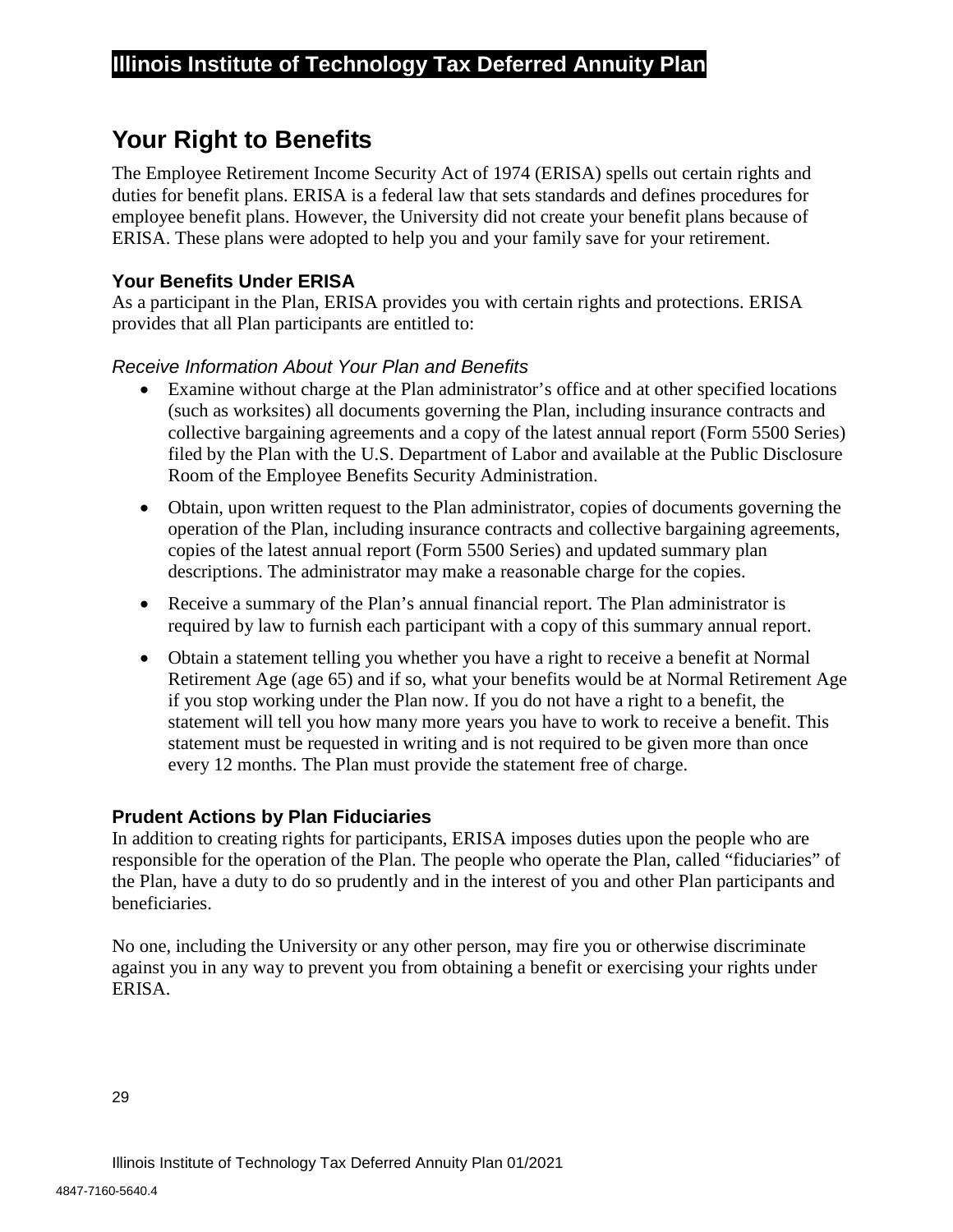## Your Right to Benefits

The Employee Retirement Income Security Act of 1974 (ERISA) spells out certain rights and duties for benefit plans. ERISA is a federal law that sets standards and defines procedures for employee benefit plans. However, the University did not create your benefit plans because of ERISA. These plans were adopted to help you and your family save for your retirement.

### Your Benefits Under ERISA

As a participant in the Plan, ERISA provides you with certain rights and protections. ERISA provides that all Plan participants are entitled to:

*Receive Information About Your Plan and Benefits*

- Examine without charge at the Plan administrator's office and at other specified locations (such as worksites) all documents governing the Plan, including insurance contracts and collective bargaining agreements and a copy of the latest annual report (Form 5500 Series) filed by the Plan with the U.S. Department of Labor and available at the Public Disclosure Room of the Employee Benefits Security Administration.
- Obtain, upon written request to the Plan administrator, copies of documents governing the operation of the Plan, including insurance contracts and collective bargaining agreements, copies of the latest annual report (Form 5500 Series) and updated summary plan descriptions. The administrator may make a reasonable charge for the copies.
- Receive a summary of the Plan's annual financial report. The Plan administrator is required by law to furnish each participant with a copy of this summary annual report.
- Obtain a statement telling you whether you have a right to receive a benefit at Normal Retirement Age (age 65) and if so, what your benefits would be at Normal Retirement Age if you stop working under the Plan now. If you do not have a right to a benefit, the statement will tell you how many more years you have to work to receive a benefit. This statement must be requested in writing and is not required to be given more than once every 12 months. The Plan must provide the statement free of charge.

### Prudent Actions by Plan Fiduciaries

In addition to creating rights for participants, ERISA imposes duties upon the people who are responsible for the operation of the Plan. The people who operate the Plan, called "fiduciaries" of the Plan, have a duty to do so prudently and in the interest of you and other Plan participants and beneficiaries.

No one, including the University or any other person, may fire you or otherwise discriminate against you in any way to prevent you from obtaining a benefit or exercising your rights under ERISA.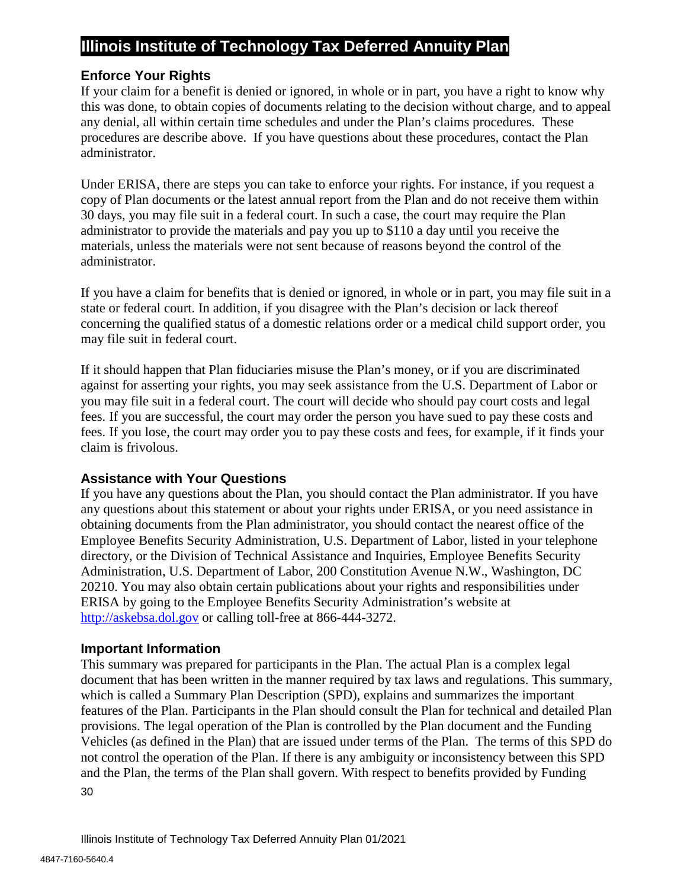## Enforce Your Rights

If your claim for a benefit is denied or ignored, in whole or in part, you have a right to know why this was done, to obtain copies of documents relating to the decision without charge, and to appeal any denial, all within certain time schedules and under the Plan's claims procedures. These procedures are describe above. If you have questions about these procedures, contact the Plan administrator.

Under ERISA, there are steps you can take to enforce your rights. For instance, if you request a copy of Plan documents or the latest annual report from the Plan and do not receive them within 30 days, you may file suit in a federal court. In such a case, the court may require the Plan administrator to provide the materials and pay you up to $110 a day until you receive the materials, unless the materials were not sent because of reasons beyond the control of the administrator.

If you have a claim for benefits that is denied or ignored, in whole or in part, you may file suit in a state or federal court. In addition, if you disagree with the Plan's decision or lack thereof concerning the qualified status of a domestic relations order or a medical child support order, you may file suit in federal court.

If it should happen that Plan fiduciaries misuse the Plan's money, or if you are discriminated against for asserting your rights, you may seek assistance from the U.S. Department of Labor or you may file suit in a federal court. The court will decide who should pay court costs and legal fees. If you are successful, the court may order the person you have sued to pay these costs and fees. If you lose, the court may order you to pay these costs and fees, for example, if it finds your claim is frivolous.

## Assistance with Your Questions

If you have any questions about the Plan, you should contact the Plan administrator. If you have any questions about this statement or about your rights under ERISA, or you need assistance in obtaining documents from the Plan administrator, you should contact the nearest office of the Employee Benefits Security Administration, U.S. Department of Labor, listed in your telephone directory, or the Division of Technical Assistance and Inquiries, Employee Benefits Security Administration, U.S. Department of Labor, 200 Constitution Avenue N.W., Washington, DC 20210. You may also obtain certain publications about your rights and responsibilities under ERISA by going to the Employee Benefits Security Administration's website at [http://askebsa.dol.gov](http://askebsa.dol.gov) or calling toll-free at 866-444-3272.

## Important Information

This summary was prepared for participants in the Plan. The actual Plan is a complex legal document that has been written in the manner required by tax laws and regulations. This summary, which is called a Summary Plan Description (SPD), explains and summarizes the important features of the Plan. Participants in the Plan should consult the Plan for technical and detailed Plan provisions. The legal operation of the Plan is controlled by the Plan document and the Funding Vehicles (as defined in the Plan) that are issued under terms of the Plan. The terms of this SPD do not control the operation of the Plan. If there is any ambiguity or inconsistency between this SPD and the Plan, the terms of the Plan shall govern. With respect to benefits provided by Funding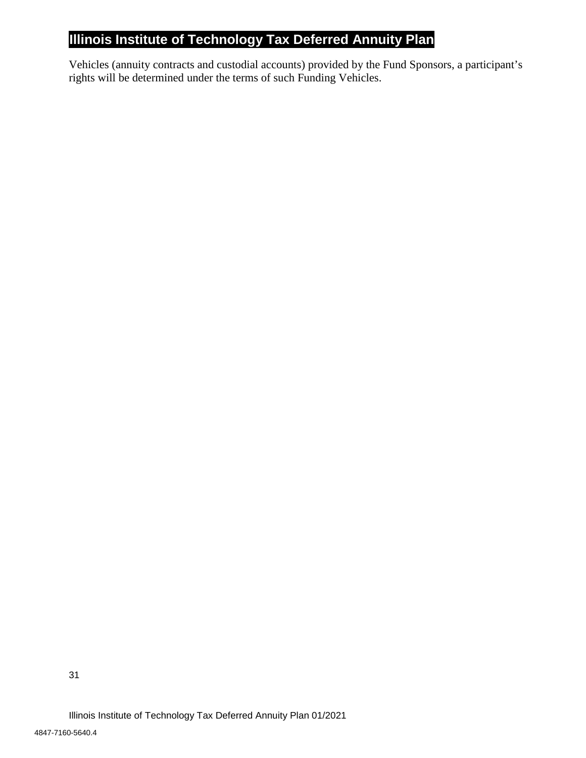Vehicles (annuity contracts and custodial accounts) provided by the Fund Sponsors, a participant's rights will be determined under the terms of such Funding Vehicles.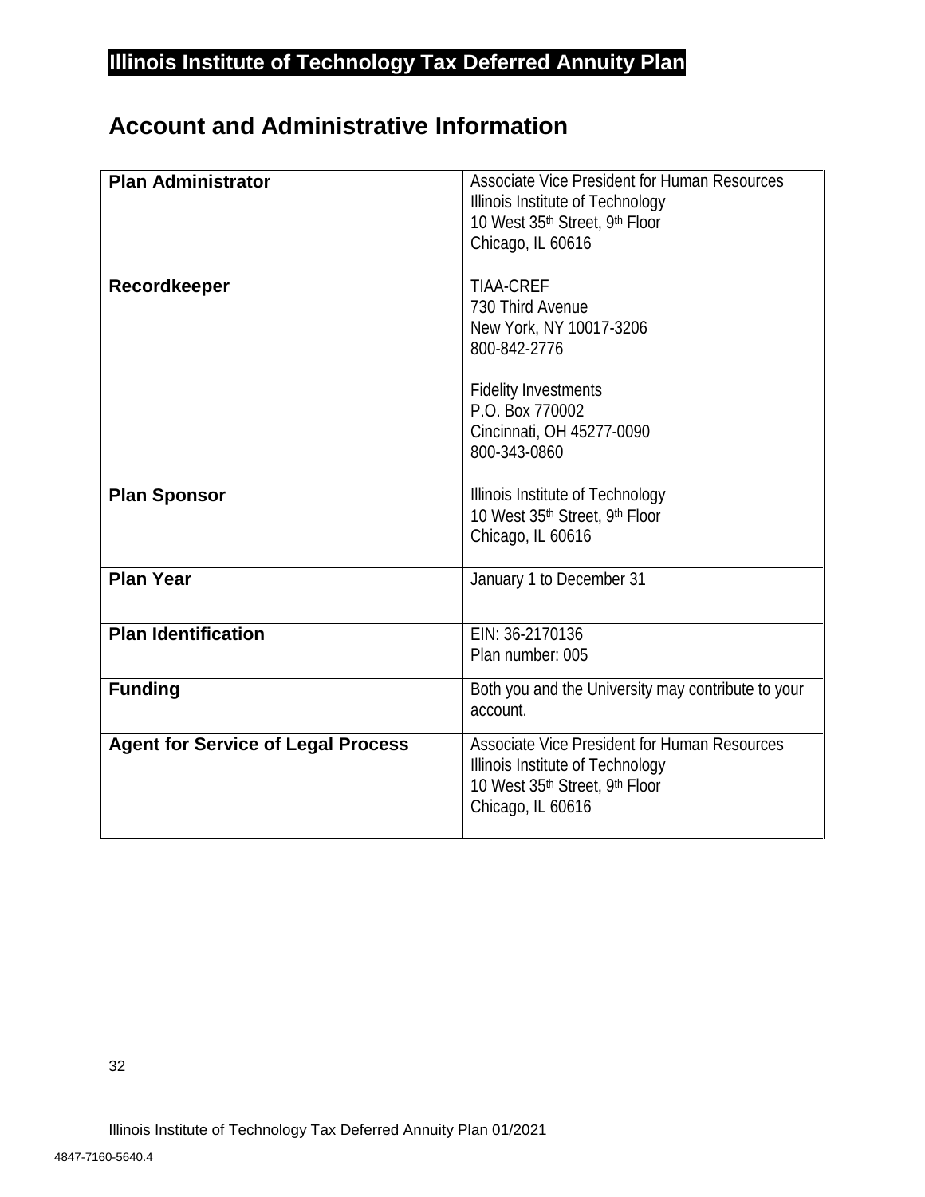## Account and Administrative Information

| | |
|---|---|
| **Plan Administrator** | Associate Vice President for Human Resources<br>Illinois Institute of Technology<br>10 West 35th Street, 9th Floor<br>Chicago, IL 60616 |
| **Recordkeeper** | TIAA-CREF<br>730 Third Avenue<br>New York, NY 10017-3206<br>800-842-2776<br><br>Fidelity Investments<br>P.O. Box 770002<br>Cincinnati, OH 45277-0090<br>800-343-0860 |
| **Plan Sponsor** | Illinois Institute of Technology<br>10 West 35th Street, 9th Floor<br>Chicago, IL 60616 |
| **Plan Year** | January 1 to December 31 |
| **Plan Identification** | EIN: 36-2170136<br>Plan number: 005 |
| **Funding** | Both you and the University may contribute to your account. |
| **Agent for Service of Legal Process** | Associate Vice President for Human Resources<br>Illinois Institute of Technology<br>10 West 35th Street, 9th Floor<br>Chicago, IL 60616 |